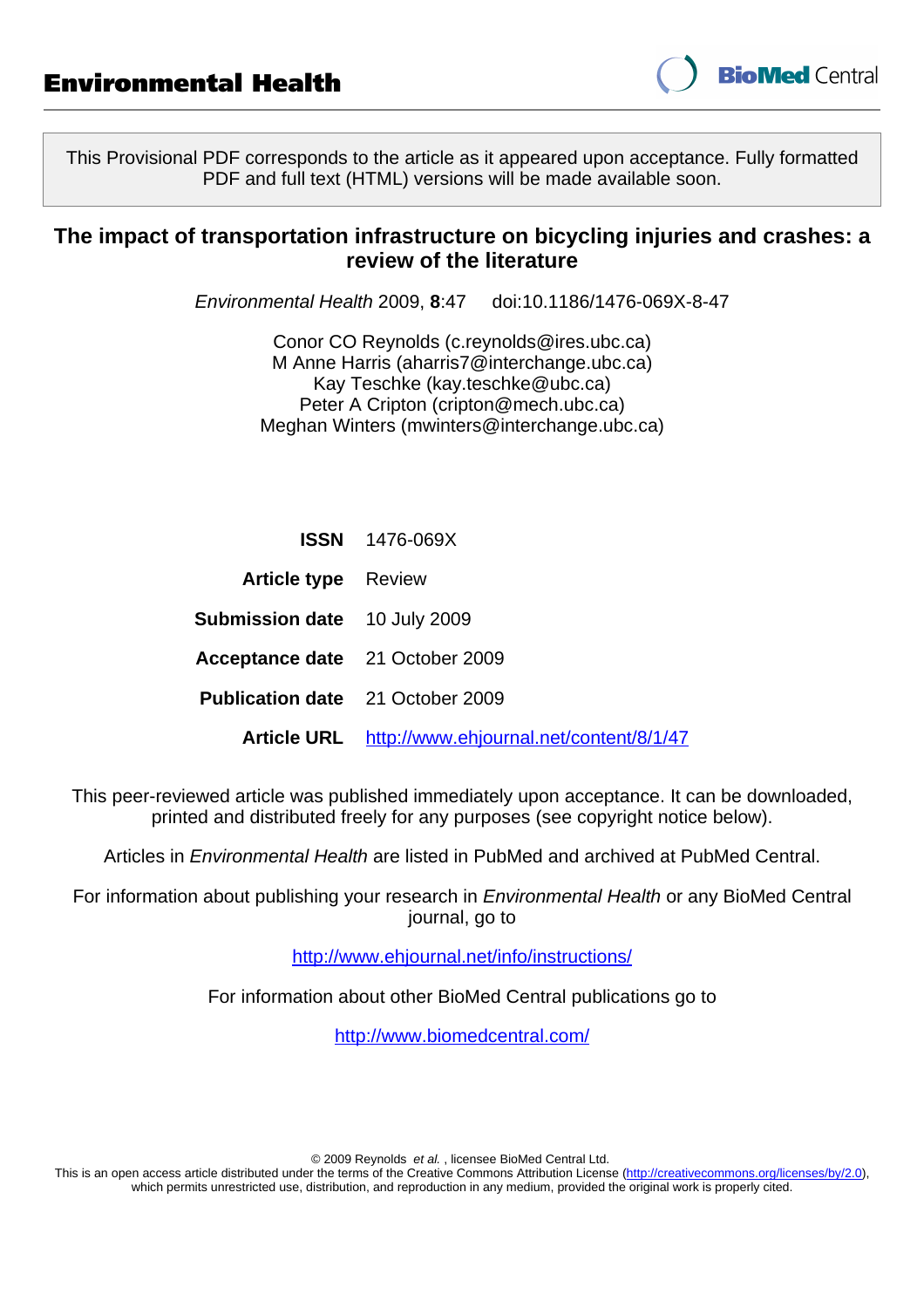Environmental Health

This Provisional PDF corresponds to the article as it appeared upon acceptance. Fully formatted PDF and full text (HTML) versions will be made available soon.

# The impact of transportation infrastructure on bicycling injuries and crashes: a review of the literature

*Environmental Health* 2009, **8**:47 doi:10.1186/1476-069X-8-47

Conor CO Reynolds (c.reynolds@ires.ubc.ca)
M Anne Harris (aharris7@interchange.ubc.ca)
Kay Teschke (kay.teschke@ubc.ca)
Peter A Cripton (cripton@mech.ubc.ca)
Meghan Winters (mwinters@interchange.ubc.ca)

| | |
|---|---|
| **ISSN** | 1476-069X |
| **Article type** | Review |
| **Submission date** | 10 July 2009 |
| **Acceptance date** | 21 October 2009 |
| **Publication date** | 21 October 2009 |
| **Article URL** | http://www.ehjournal.net/content/8/1/47 |

This peer-reviewed article was published immediately upon acceptance. It can be downloaded, printed and distributed freely for any purposes (see copyright notice below).

Articles in *Environmental Health* are listed in PubMed and archived at PubMed Central.

For information about publishing your research in *Environmental Health* or any BioMed Central journal, go to

http://www.ehjournal.net/info/instructions/

For information about other BioMed Central publications go to

http://www.biomedcentral.com/

© 2009 Reynolds *et al.* , licensee BioMed Central Ltd.
This is an open access article distributed under the terms of the Creative Commons Attribution License (http://creativecommons.org/licenses/by/2.0), which permits unrestricted use, distribution, and reproduction in any medium, provided the original work is properly cited.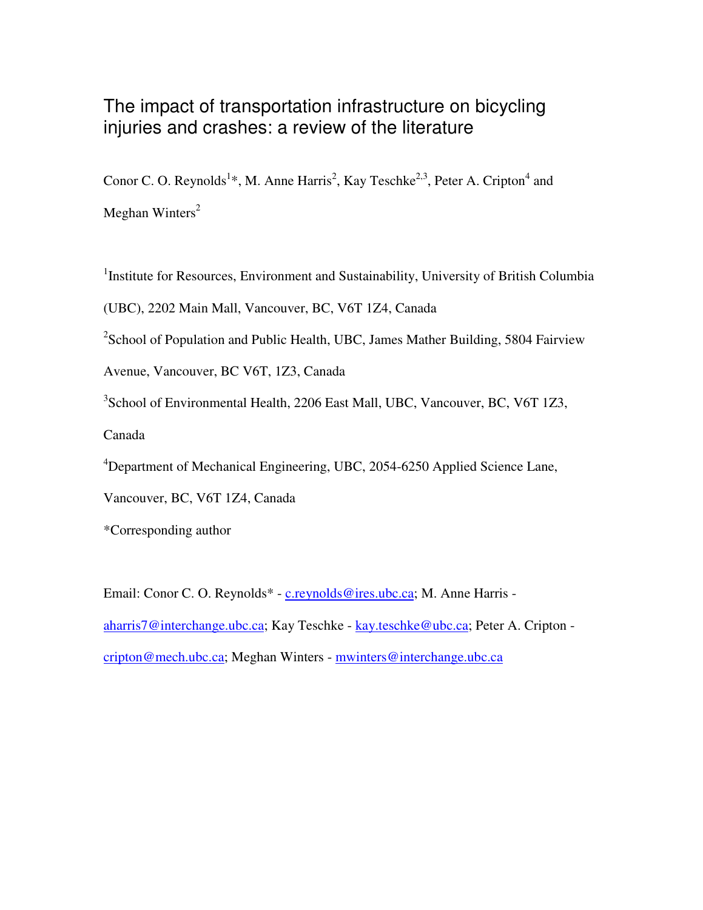# The impact of transportation infrastructure on bicycling injuries and crashes: a review of the literature

Conor C. O. Reynolds[1]*, M. Anne Harris[2], Kay Teschke[2,3], Peter A. Cripton[4] and Meghan Winters[2]

[1]Institute for Resources, Environment and Sustainability, University of British Columbia (UBC), 2202 Main Mall, Vancouver, BC, V6T 1Z4, Canada

[2]School of Population and Public Health, UBC, James Mather Building, 5804 Fairview Avenue, Vancouver, BC V6T, 1Z3, Canada

[3]School of Environmental Health, 2206 East Mall, UBC, Vancouver, BC, V6T 1Z3, Canada

[4]Department of Mechanical Engineering, UBC, 2054-6250 Applied Science Lane, Vancouver, BC, V6T 1Z4, Canada

*Corresponding author

Email: Conor C. O. Reynolds* - c.reynolds@ires.ubc.ca; M. Anne Harris - aharris7@interchange.ubc.ca; Kay Teschke - kay.teschke@ubc.ca; Peter A. Cripton - cripton@mech.ubc.ca; Meghan Winters - mwinters@interchange.ubc.ca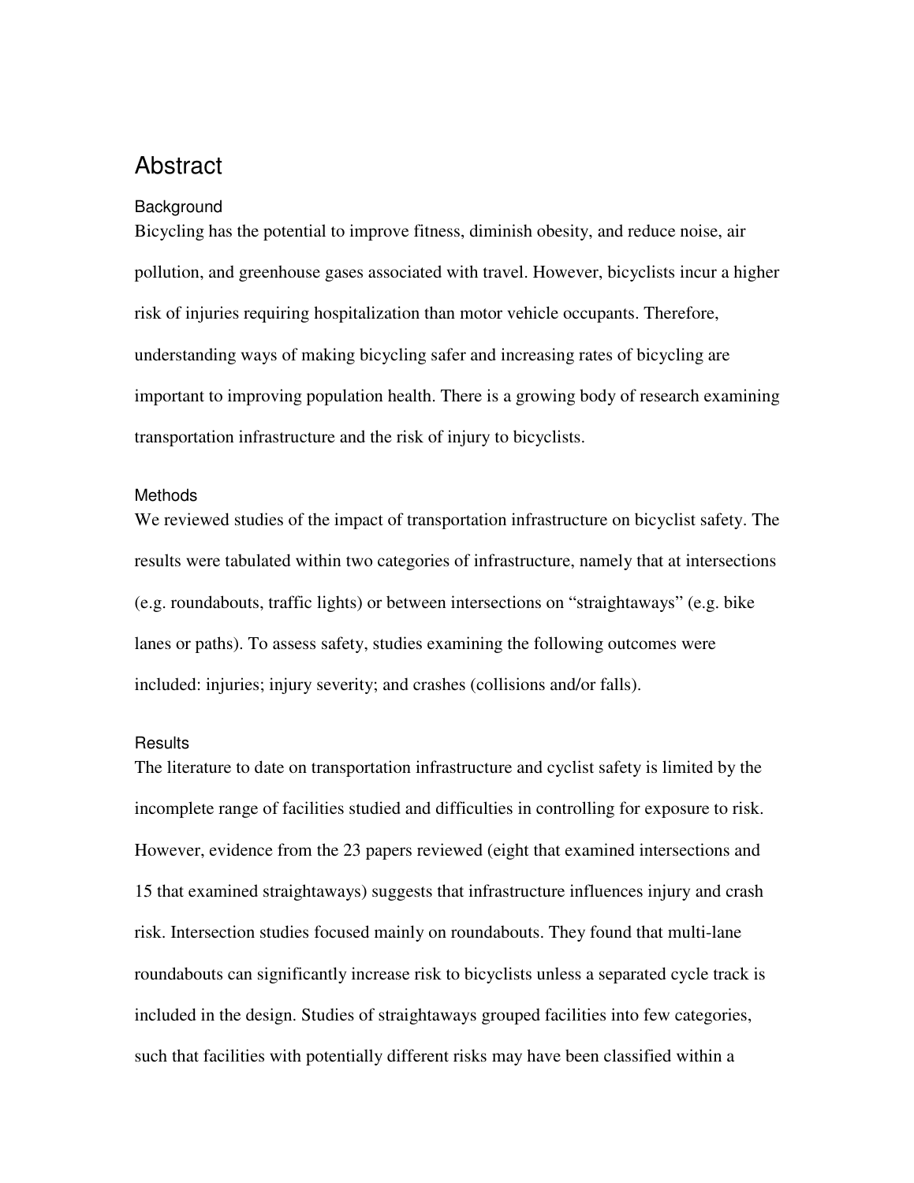# Abstract

## Background

Bicycling has the potential to improve fitness, diminish obesity, and reduce noise, air pollution, and greenhouse gases associated with travel. However, bicyclists incur a higher risk of injuries requiring hospitalization than motor vehicle occupants. Therefore, understanding ways of making bicycling safer and increasing rates of bicycling are important to improving population health. There is a growing body of research examining transportation infrastructure and the risk of injury to bicyclists.

## Methods

We reviewed studies of the impact of transportation infrastructure on bicyclist safety. The results were tabulated within two categories of infrastructure, namely that at intersections (e.g. roundabouts, traffic lights) or between intersections on "straightaways" (e.g. bike lanes or paths). To assess safety, studies examining the following outcomes were included: injuries; injury severity; and crashes (collisions and/or falls).

## Results

The literature to date on transportation infrastructure and cyclist safety is limited by the incomplete range of facilities studied and difficulties in controlling for exposure to risk. However, evidence from the 23 papers reviewed (eight that examined intersections and 15 that examined straightaways) suggests that infrastructure influences injury and crash risk. Intersection studies focused mainly on roundabouts. They found that multi-lane roundabouts can significantly increase risk to bicyclists unless a separated cycle track is included in the design. Studies of straightaways grouped facilities into few categories, such that facilities with potentially different risks may have been classified within a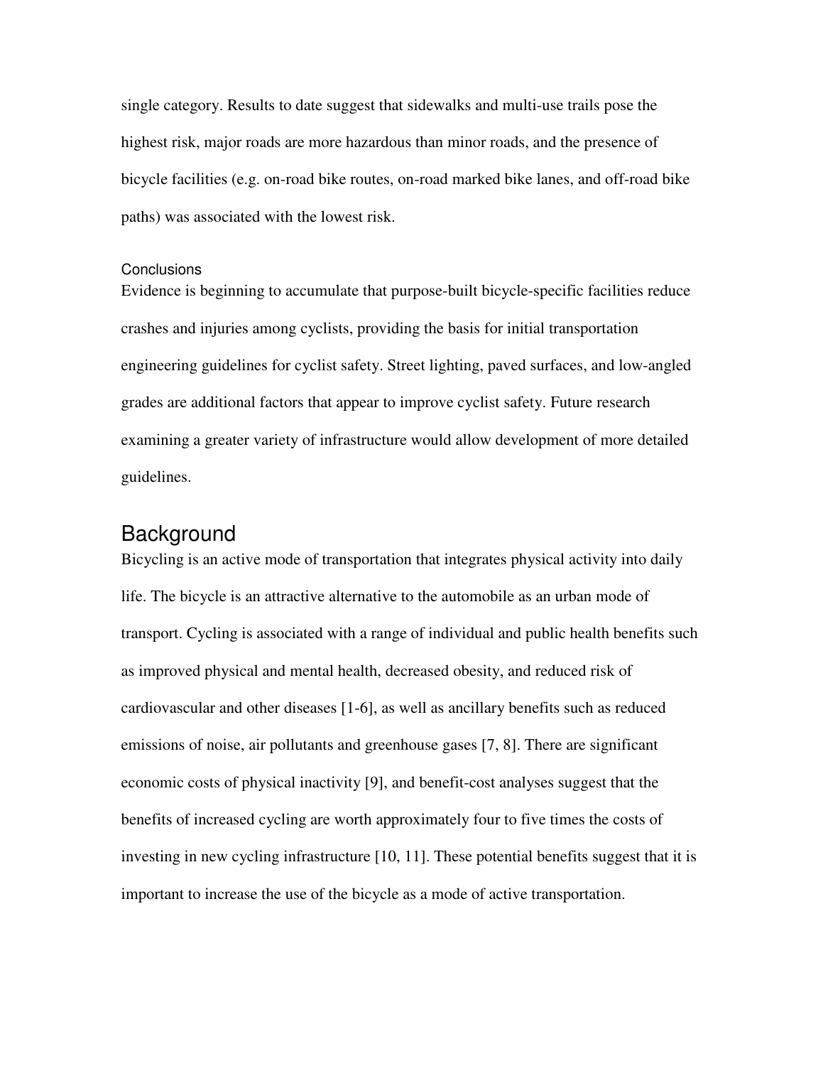single category. Results to date suggest that sidewalks and multi-use trails pose the highest risk, major roads are more hazardous than minor roads, and the presence of bicycle facilities (e.g. on-road bike routes, on-road marked bike lanes, and off-road bike paths) was associated with the lowest risk.

### Conclusions

Evidence is beginning to accumulate that purpose-built bicycle-specific facilities reduce crashes and injuries among cyclists, providing the basis for initial transportation engineering guidelines for cyclist safety. Street lighting, paved surfaces, and low-angled grades are additional factors that appear to improve cyclist safety. Future research examining a greater variety of infrastructure would allow development of more detailed guidelines.

## Background

Bicycling is an active mode of transportation that integrates physical activity into daily life. The bicycle is an attractive alternative to the automobile as an urban mode of transport. Cycling is associated with a range of individual and public health benefits such as improved physical and mental health, decreased obesity, and reduced risk of cardiovascular and other diseases [1-6], as well as ancillary benefits such as reduced emissions of noise, air pollutants and greenhouse gases [7, 8]. There are significant economic costs of physical inactivity [9], and benefit-cost analyses suggest that the benefits of increased cycling are worth approximately four to five times the costs of investing in new cycling infrastructure [10, 11]. These potential benefits suggest that it is important to increase the use of the bicycle as a mode of active transportation.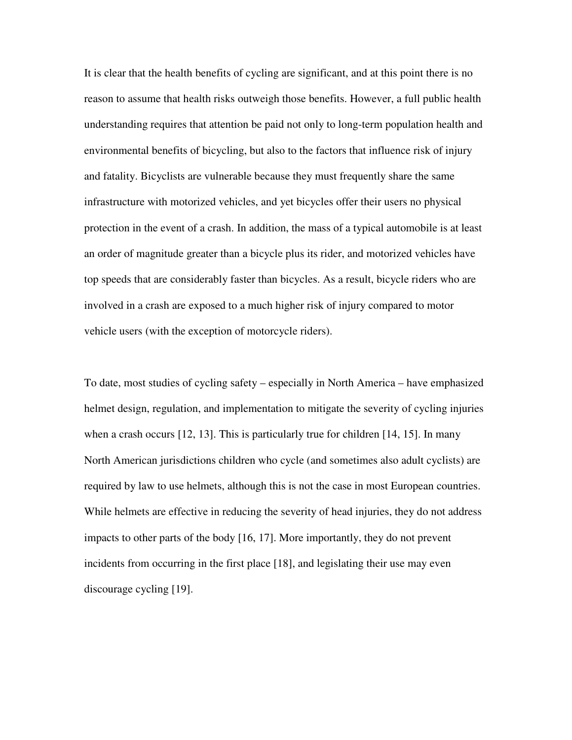It is clear that the health benefits of cycling are significant, and at this point there is no reason to assume that health risks outweigh those benefits. However, a full public health understanding requires that attention be paid not only to long-term population health and environmental benefits of bicycling, but also to the factors that influence risk of injury and fatality. Bicyclists are vulnerable because they must frequently share the same infrastructure with motorized vehicles, and yet bicycles offer their users no physical protection in the event of a crash. In addition, the mass of a typical automobile is at least an order of magnitude greater than a bicycle plus its rider, and motorized vehicles have top speeds that are considerably faster than bicycles. As a result, bicycle riders who are involved in a crash are exposed to a much higher risk of injury compared to motor vehicle users (with the exception of motorcycle riders).

To date, most studies of cycling safety – especially in North America – have emphasized helmet design, regulation, and implementation to mitigate the severity of cycling injuries when a crash occurs [12, 13]. This is particularly true for children [14, 15]. In many North American jurisdictions children who cycle (and sometimes also adult cyclists) are required by law to use helmets, although this is not the case in most European countries. While helmets are effective in reducing the severity of head injuries, they do not address impacts to other parts of the body [16, 17]. More importantly, they do not prevent incidents from occurring in the first place [18], and legislating their use may even discourage cycling [19].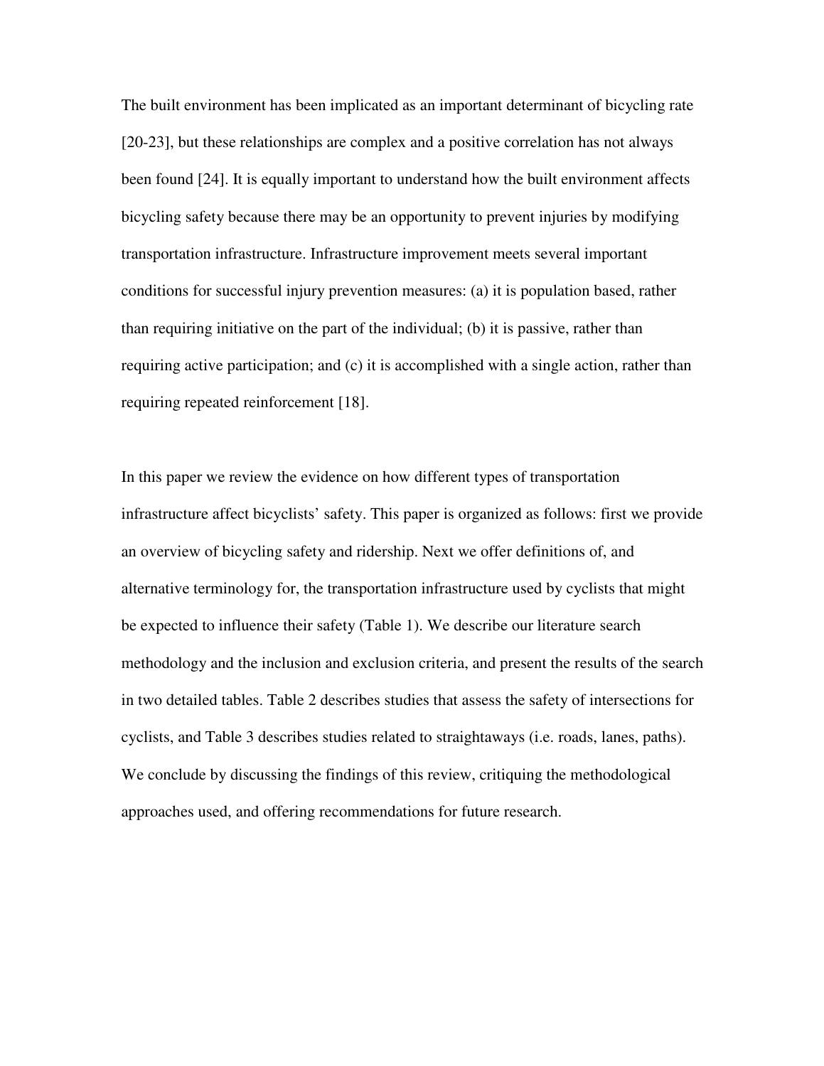The built environment has been implicated as an important determinant of bicycling rate [20-23], but these relationships are complex and a positive correlation has not always been found [24]. It is equally important to understand how the built environment affects bicycling safety because there may be an opportunity to prevent injuries by modifying transportation infrastructure. Infrastructure improvement meets several important conditions for successful injury prevention measures: (a) it is population based, rather than requiring initiative on the part of the individual; (b) it is passive, rather than requiring active participation; and (c) it is accomplished with a single action, rather than requiring repeated reinforcement [18].

In this paper we review the evidence on how different types of transportation infrastructure affect bicyclists' safety. This paper is organized as follows: first we provide an overview of bicycling safety and ridership. Next we offer definitions of, and alternative terminology for, the transportation infrastructure used by cyclists that might be expected to influence their safety (Table 1). We describe our literature search methodology and the inclusion and exclusion criteria, and present the results of the search in two detailed tables. Table 2 describes studies that assess the safety of intersections for cyclists, and Table 3 describes studies related to straightaways (i.e. roads, lanes, paths). We conclude by discussing the findings of this review, critiquing the methodological approaches used, and offering recommendations for future research.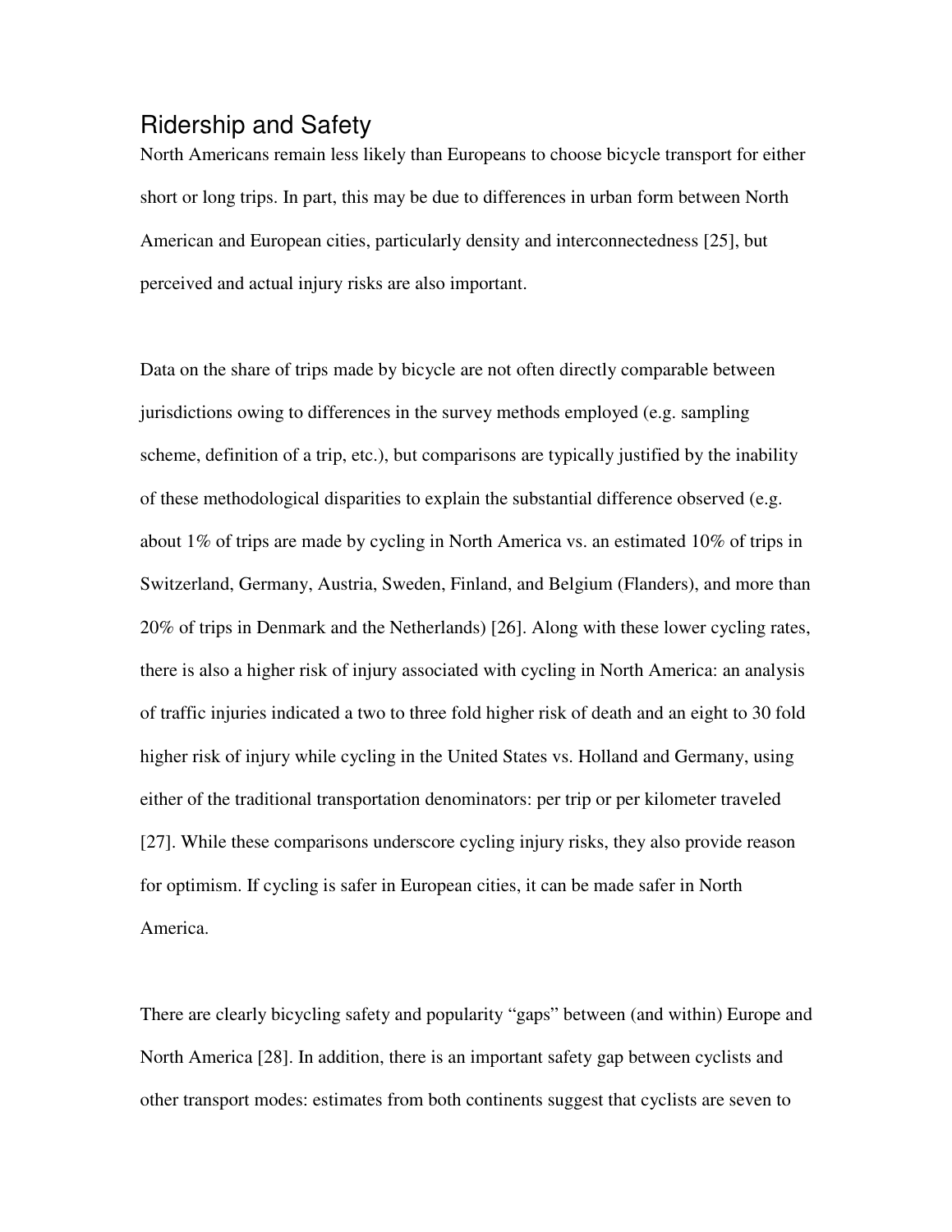## Ridership and Safety

North Americans remain less likely than Europeans to choose bicycle transport for either short or long trips. In part, this may be due to differences in urban form between North American and European cities, particularly density and interconnectedness [25], but perceived and actual injury risks are also important.

Data on the share of trips made by bicycle are not often directly comparable between jurisdictions owing to differences in the survey methods employed (e.g. sampling scheme, definition of a trip, etc.), but comparisons are typically justified by the inability of these methodological disparities to explain the substantial difference observed (e.g. about 1% of trips are made by cycling in North America vs. an estimated 10% of trips in Switzerland, Germany, Austria, Sweden, Finland, and Belgium (Flanders), and more than 20% of trips in Denmark and the Netherlands) [26]. Along with these lower cycling rates, there is also a higher risk of injury associated with cycling in North America: an analysis of traffic injuries indicated a two to three fold higher risk of death and an eight to 30 fold higher risk of injury while cycling in the United States vs. Holland and Germany, using either of the traditional transportation denominators: per trip or per kilometer traveled [27]. While these comparisons underscore cycling injury risks, they also provide reason for optimism. If cycling is safer in European cities, it can be made safer in North America.

There are clearly bicycling safety and popularity "gaps" between (and within) Europe and North America [28]. In addition, there is an important safety gap between cyclists and other transport modes: estimates from both continents suggest that cyclists are seven to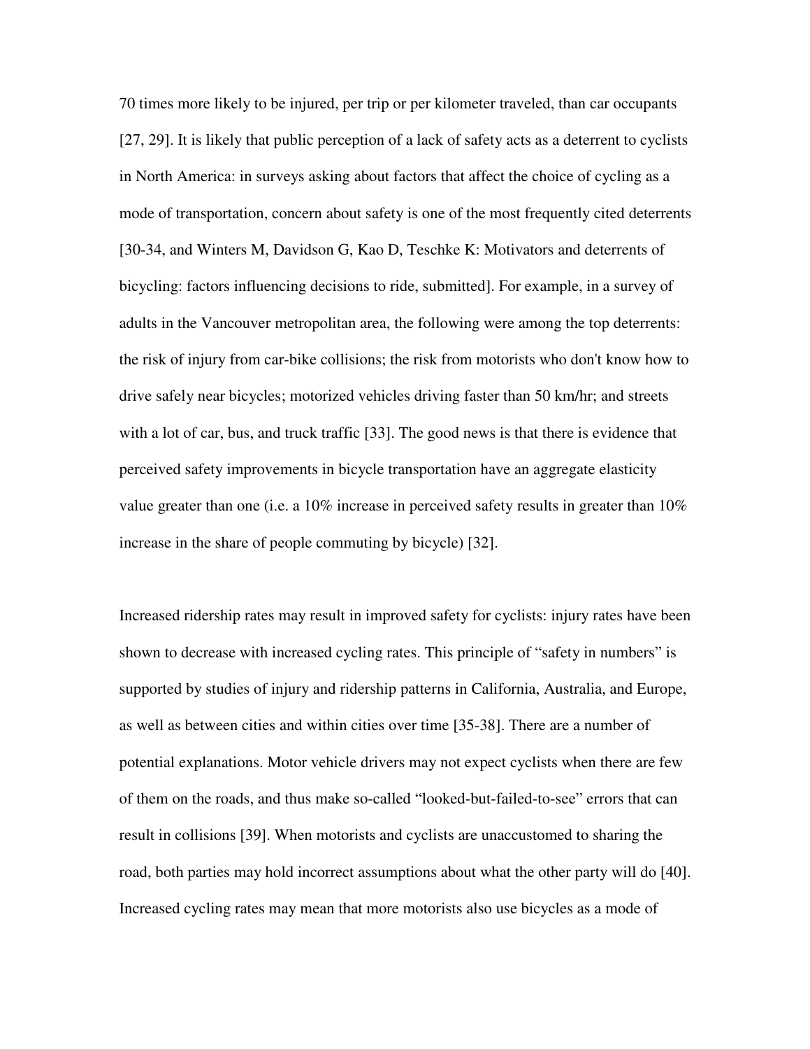70 times more likely to be injured, per trip or per kilometer traveled, than car occupants [27, 29]. It is likely that public perception of a lack of safety acts as a deterrent to cyclists in North America: in surveys asking about factors that affect the choice of cycling as a mode of transportation, concern about safety is one of the most frequently cited deterrents [30-34, and Winters M, Davidson G, Kao D, Teschke K: Motivators and deterrents of bicycling: factors influencing decisions to ride, submitted]. For example, in a survey of adults in the Vancouver metropolitan area, the following were among the top deterrents: the risk of injury from car-bike collisions; the risk from motorists who don't know how to drive safely near bicycles; motorized vehicles driving faster than 50 km/hr; and streets with a lot of car, bus, and truck traffic [33]. The good news is that there is evidence that perceived safety improvements in bicycle transportation have an aggregate elasticity value greater than one (i.e. a 10% increase in perceived safety results in greater than 10% increase in the share of people commuting by bicycle) [32].

Increased ridership rates may result in improved safety for cyclists: injury rates have been shown to decrease with increased cycling rates. This principle of "safety in numbers" is supported by studies of injury and ridership patterns in California, Australia, and Europe, as well as between cities and within cities over time [35-38]. There are a number of potential explanations. Motor vehicle drivers may not expect cyclists when there are few of them on the roads, and thus make so-called "looked-but-failed-to-see" errors that can result in collisions [39]. When motorists and cyclists are unaccustomed to sharing the road, both parties may hold incorrect assumptions about what the other party will do [40]. Increased cycling rates may mean that more motorists also use bicycles as a mode of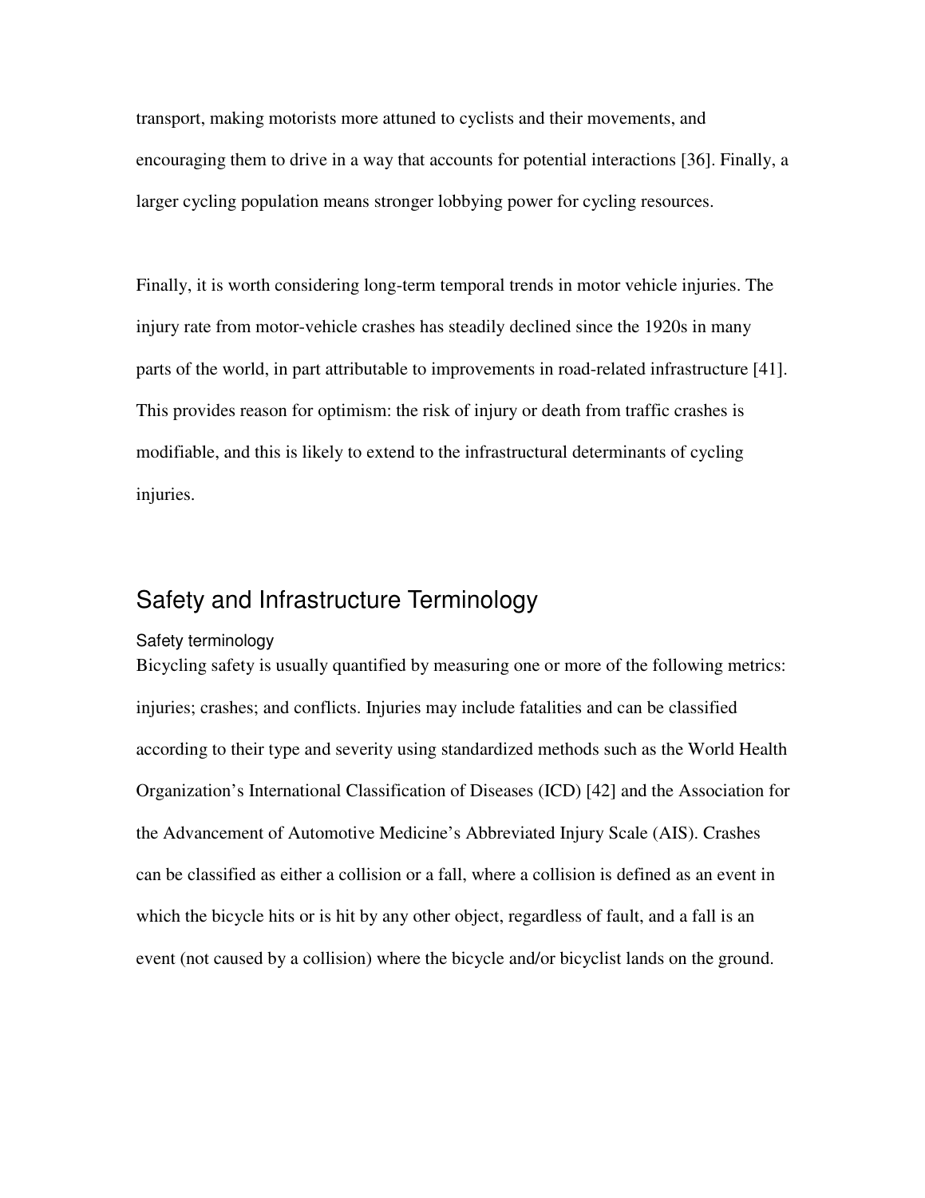transport, making motorists more attuned to cyclists and their movements, and encouraging them to drive in a way that accounts for potential interactions [36]. Finally, a larger cycling population means stronger lobbying power for cycling resources.

Finally, it is worth considering long-term temporal trends in motor vehicle injuries. The injury rate from motor-vehicle crashes has steadily declined since the 1920s in many parts of the world, in part attributable to improvements in road-related infrastructure [41]. This provides reason for optimism: the risk of injury or death from traffic crashes is modifiable, and this is likely to extend to the infrastructural determinants of cycling injuries.

## Safety and Infrastructure Terminology

### Safety terminology

Bicycling safety is usually quantified by measuring one or more of the following metrics: injuries; crashes; and conflicts. Injuries may include fatalities and can be classified according to their type and severity using standardized methods such as the World Health Organization's International Classification of Diseases (ICD) [42] and the Association for the Advancement of Automotive Medicine's Abbreviated Injury Scale (AIS). Crashes can be classified as either a collision or a fall, where a collision is defined as an event in which the bicycle hits or is hit by any other object, regardless of fault, and a fall is an event (not caused by a collision) where the bicycle and/or bicyclist lands on the ground.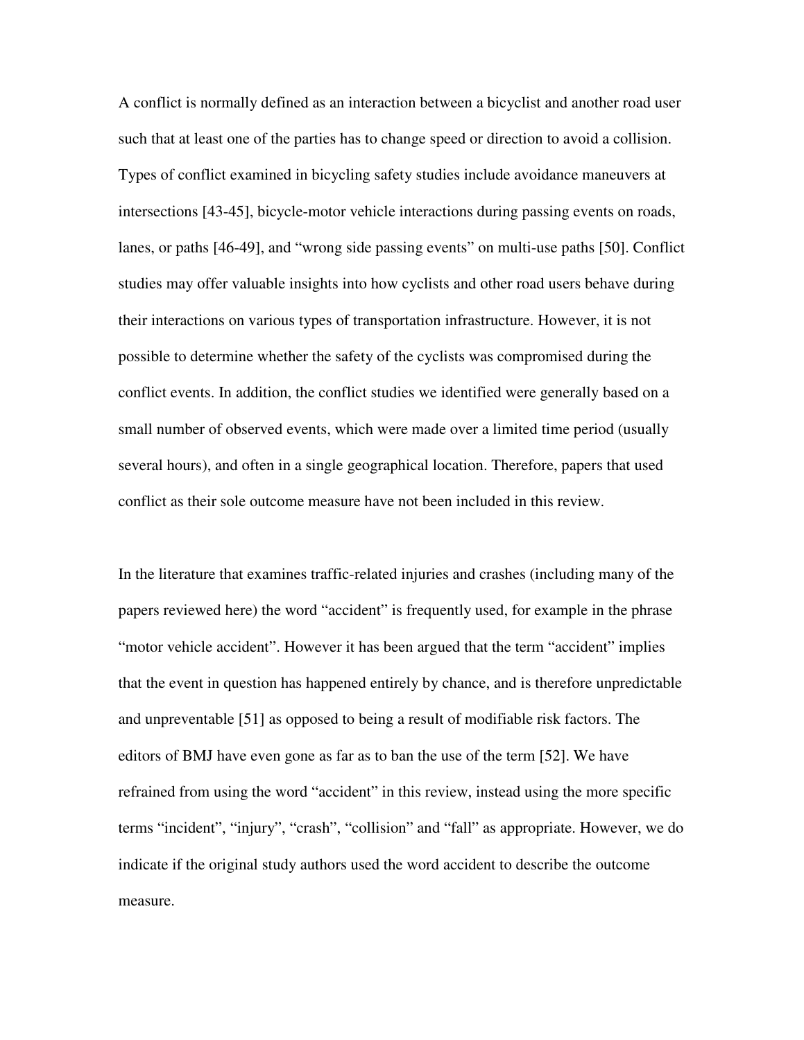A conflict is normally defined as an interaction between a bicyclist and another road user such that at least one of the parties has to change speed or direction to avoid a collision. Types of conflict examined in bicycling safety studies include avoidance maneuvers at intersections [43-45], bicycle-motor vehicle interactions during passing events on roads, lanes, or paths [46-49], and "wrong side passing events" on multi-use paths [50]. Conflict studies may offer valuable insights into how cyclists and other road users behave during their interactions on various types of transportation infrastructure. However, it is not possible to determine whether the safety of the cyclists was compromised during the conflict events. In addition, the conflict studies we identified were generally based on a small number of observed events, which were made over a limited time period (usually several hours), and often in a single geographical location. Therefore, papers that used conflict as their sole outcome measure have not been included in this review.

In the literature that examines traffic-related injuries and crashes (including many of the papers reviewed here) the word "accident" is frequently used, for example in the phrase "motor vehicle accident". However it has been argued that the term "accident" implies that the event in question has happened entirely by chance, and is therefore unpredictable and unpreventable [51] as opposed to being a result of modifiable risk factors. The editors of BMJ have even gone as far as to ban the use of the term [52]. We have refrained from using the word "accident" in this review, instead using the more specific terms "incident", "injury", "crash", "collision" and "fall" as appropriate. However, we do indicate if the original study authors used the word accident to describe the outcome measure.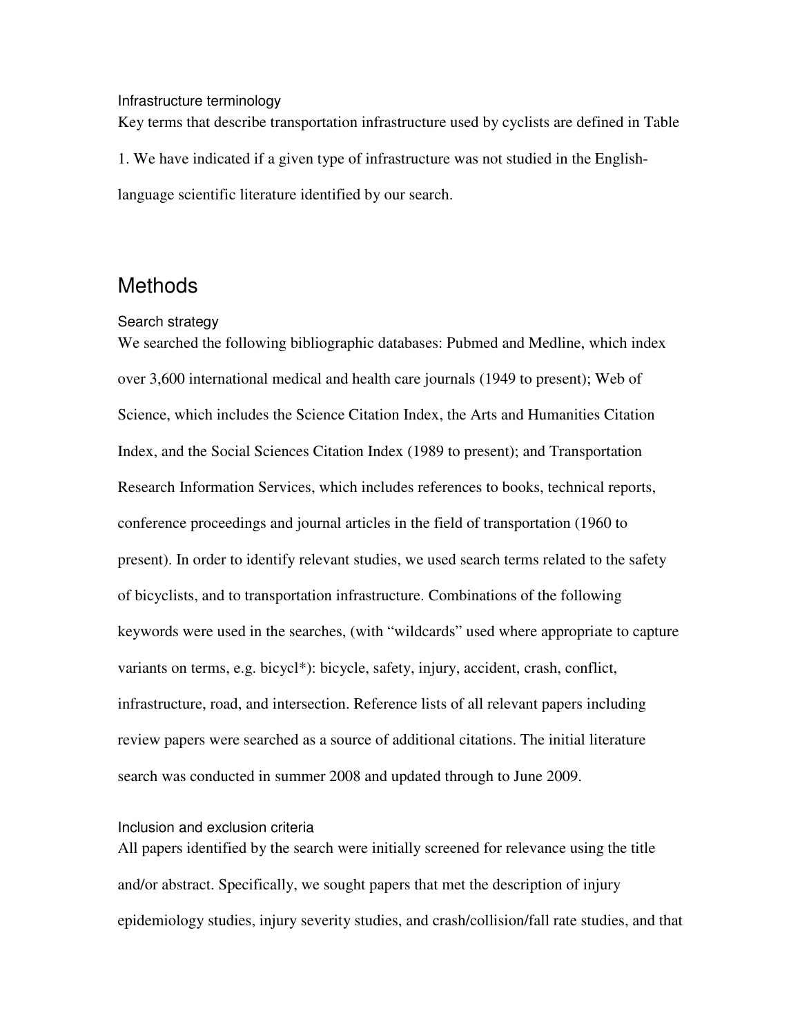### Infrastructure terminology

Key terms that describe transportation infrastructure used by cyclists are defined in Table 1. We have indicated if a given type of infrastructure was not studied in the English-language scientific literature identified by our search.

## Methods

### Search strategy

We searched the following bibliographic databases: Pubmed and Medline, which index over 3,600 international medical and health care journals (1949 to present); Web of Science, which includes the Science Citation Index, the Arts and Humanities Citation Index, and the Social Sciences Citation Index (1989 to present); and Transportation Research Information Services, which includes references to books, technical reports, conference proceedings and journal articles in the field of transportation (1960 to present). In order to identify relevant studies, we used search terms related to the safety of bicyclists, and to transportation infrastructure. Combinations of the following keywords were used in the searches, (with "wildcards" used where appropriate to capture variants on terms, e.g. bicycl*): bicycle, safety, injury, accident, crash, conflict, infrastructure, road, and intersection. Reference lists of all relevant papers including review papers were searched as a source of additional citations. The initial literature search was conducted in summer 2008 and updated through to June 2009.

### Inclusion and exclusion criteria

All papers identified by the search were initially screened for relevance using the title and/or abstract. Specifically, we sought papers that met the description of injury epidemiology studies, injury severity studies, and crash/collision/fall rate studies, and that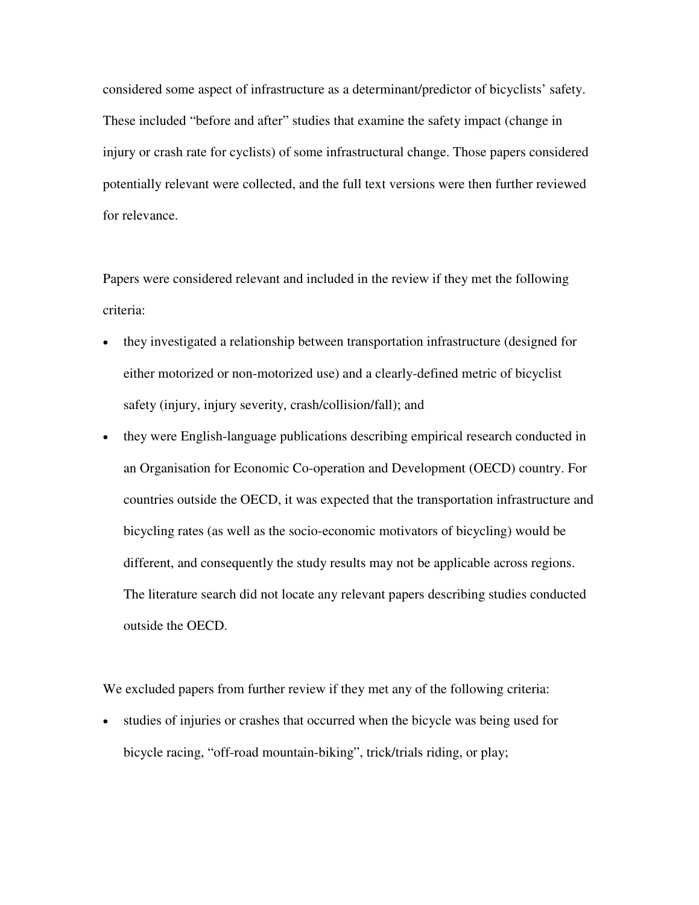considered some aspect of infrastructure as a determinant/predictor of bicyclists' safety. These included "before and after" studies that examine the safety impact (change in injury or crash rate for cyclists) of some infrastructural change. Those papers considered potentially relevant were collected, and the full text versions were then further reviewed for relevance.

Papers were considered relevant and included in the review if they met the following criteria:

- they investigated a relationship between transportation infrastructure (designed for either motorized or non-motorized use) and a clearly-defined metric of bicyclist safety (injury, injury severity, crash/collision/fall); and
- they were English-language publications describing empirical research conducted in an Organisation for Economic Co-operation and Development (OECD) country. For countries outside the OECD, it was expected that the transportation infrastructure and bicycling rates (as well as the socio-economic motivators of bicycling) would be different, and consequently the study results may not be applicable across regions. The literature search did not locate any relevant papers describing studies conducted outside the OECD.

We excluded papers from further review if they met any of the following criteria:

- studies of injuries or crashes that occurred when the bicycle was being used for bicycle racing, "off-road mountain-biking", trick/trials riding, or play;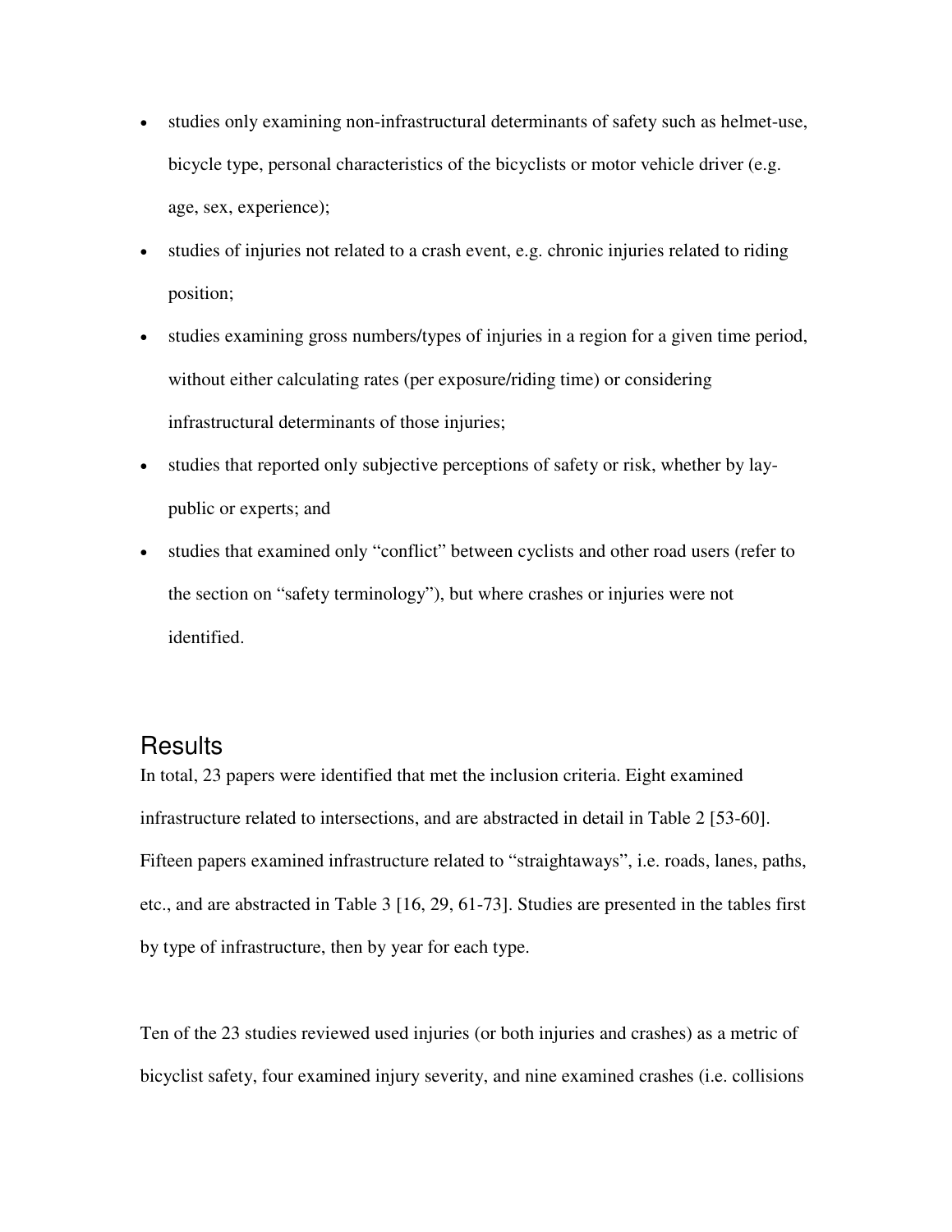- studies only examining non-infrastructural determinants of safety such as helmet-use, bicycle type, personal characteristics of the bicyclists or motor vehicle driver (e.g. age, sex, experience);
- studies of injuries not related to a crash event, e.g. chronic injuries related to riding position;
- studies examining gross numbers/types of injuries in a region for a given time period, without either calculating rates (per exposure/riding time) or considering infrastructural determinants of those injuries;
- studies that reported only subjective perceptions of safety or risk, whether by lay-public or experts; and
- studies that examined only "conflict" between cyclists and other road users (refer to the section on "safety terminology"), but where crashes or injuries were not identified.

## Results

In total, 23 papers were identified that met the inclusion criteria. Eight examined infrastructure related to intersections, and are abstracted in detail in Table 2 [53-60]. Fifteen papers examined infrastructure related to "straightaways", i.e. roads, lanes, paths, etc., and are abstracted in Table 3 [16, 29, 61-73]. Studies are presented in the tables first by type of infrastructure, then by year for each type.

Ten of the 23 studies reviewed used injuries (or both injuries and crashes) as a metric of bicyclist safety, four examined injury severity, and nine examined crashes (i.e. collisions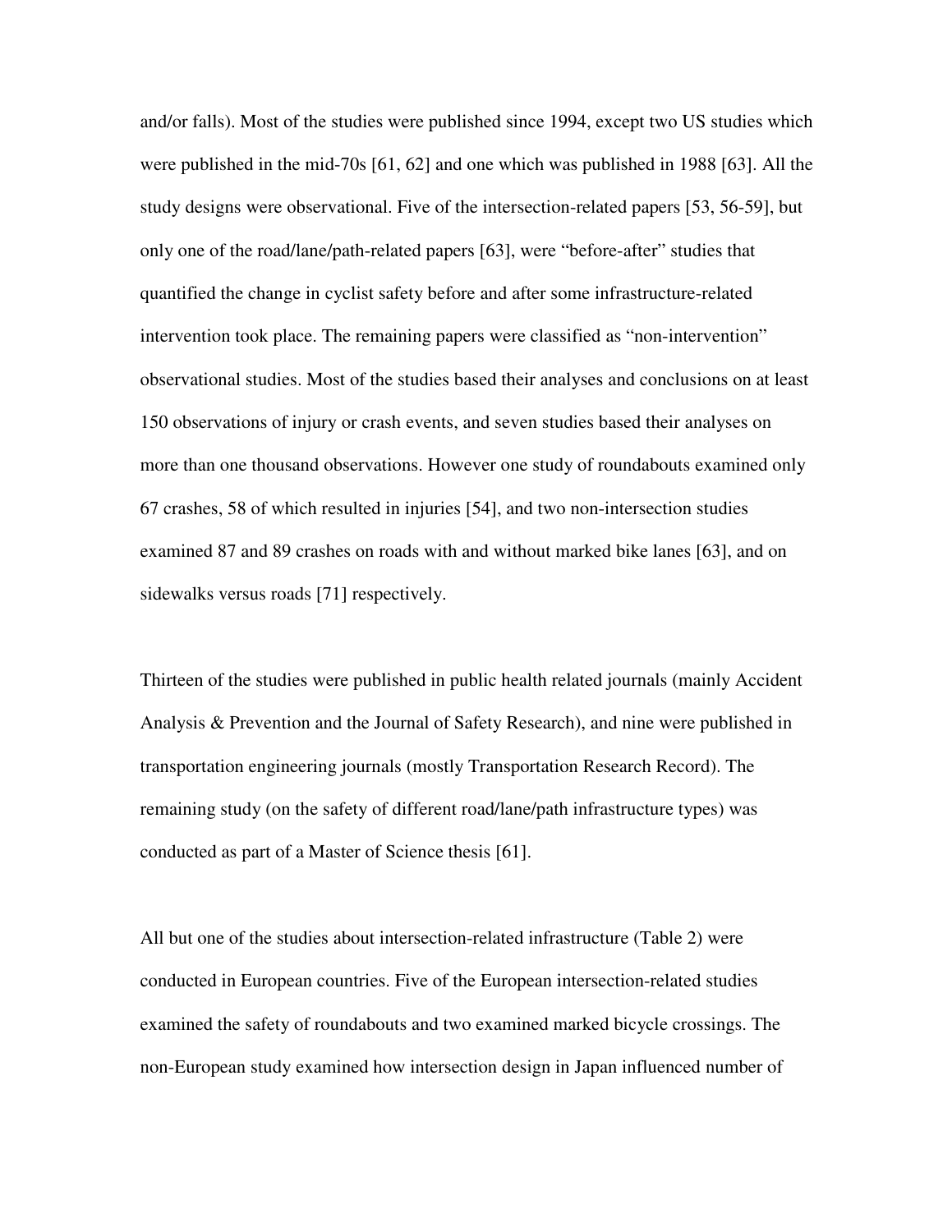and/or falls). Most of the studies were published since 1994, except two US studies which were published in the mid-70s [61, 62] and one which was published in 1988 [63]. All the study designs were observational. Five of the intersection-related papers [53, 56-59], but only one of the road/lane/path-related papers [63], were "before-after" studies that quantified the change in cyclist safety before and after some infrastructure-related intervention took place. The remaining papers were classified as "non-intervention" observational studies. Most of the studies based their analyses and conclusions on at least 150 observations of injury or crash events, and seven studies based their analyses on more than one thousand observations. However one study of roundabouts examined only 67 crashes, 58 of which resulted in injuries [54], and two non-intersection studies examined 87 and 89 crashes on roads with and without marked bike lanes [63], and on sidewalks versus roads [71] respectively.

Thirteen of the studies were published in public health related journals (mainly Accident Analysis & Prevention and the Journal of Safety Research), and nine were published in transportation engineering journals (mostly Transportation Research Record). The remaining study (on the safety of different road/lane/path infrastructure types) was conducted as part of a Master of Science thesis [61].

All but one of the studies about intersection-related infrastructure (Table 2) were conducted in European countries. Five of the European intersection-related studies examined the safety of roundabouts and two examined marked bicycle crossings. The non-European study examined how intersection design in Japan influenced number of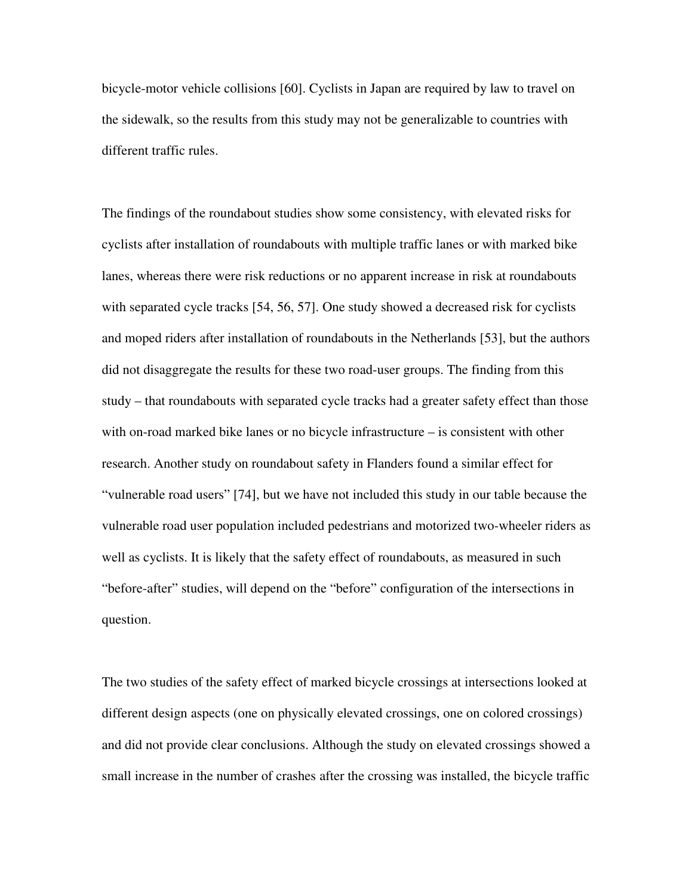bicycle-motor vehicle collisions [60]. Cyclists in Japan are required by law to travel on the sidewalk, so the results from this study may not be generalizable to countries with different traffic rules.

The findings of the roundabout studies show some consistency, with elevated risks for cyclists after installation of roundabouts with multiple traffic lanes or with marked bike lanes, whereas there were risk reductions or no apparent increase in risk at roundabouts with separated cycle tracks [54, 56, 57]. One study showed a decreased risk for cyclists and moped riders after installation of roundabouts in the Netherlands [53], but the authors did not disaggregate the results for these two road-user groups. The finding from this study – that roundabouts with separated cycle tracks had a greater safety effect than those with on-road marked bike lanes or no bicycle infrastructure – is consistent with other research. Another study on roundabout safety in Flanders found a similar effect for "vulnerable road users" [74], but we have not included this study in our table because the vulnerable road user population included pedestrians and motorized two-wheeler riders as well as cyclists. It is likely that the safety effect of roundabouts, as measured in such "before-after" studies, will depend on the "before" configuration of the intersections in question.

The two studies of the safety effect of marked bicycle crossings at intersections looked at different design aspects (one on physically elevated crossings, one on colored crossings) and did not provide clear conclusions. Although the study on elevated crossings showed a small increase in the number of crashes after the crossing was installed, the bicycle traffic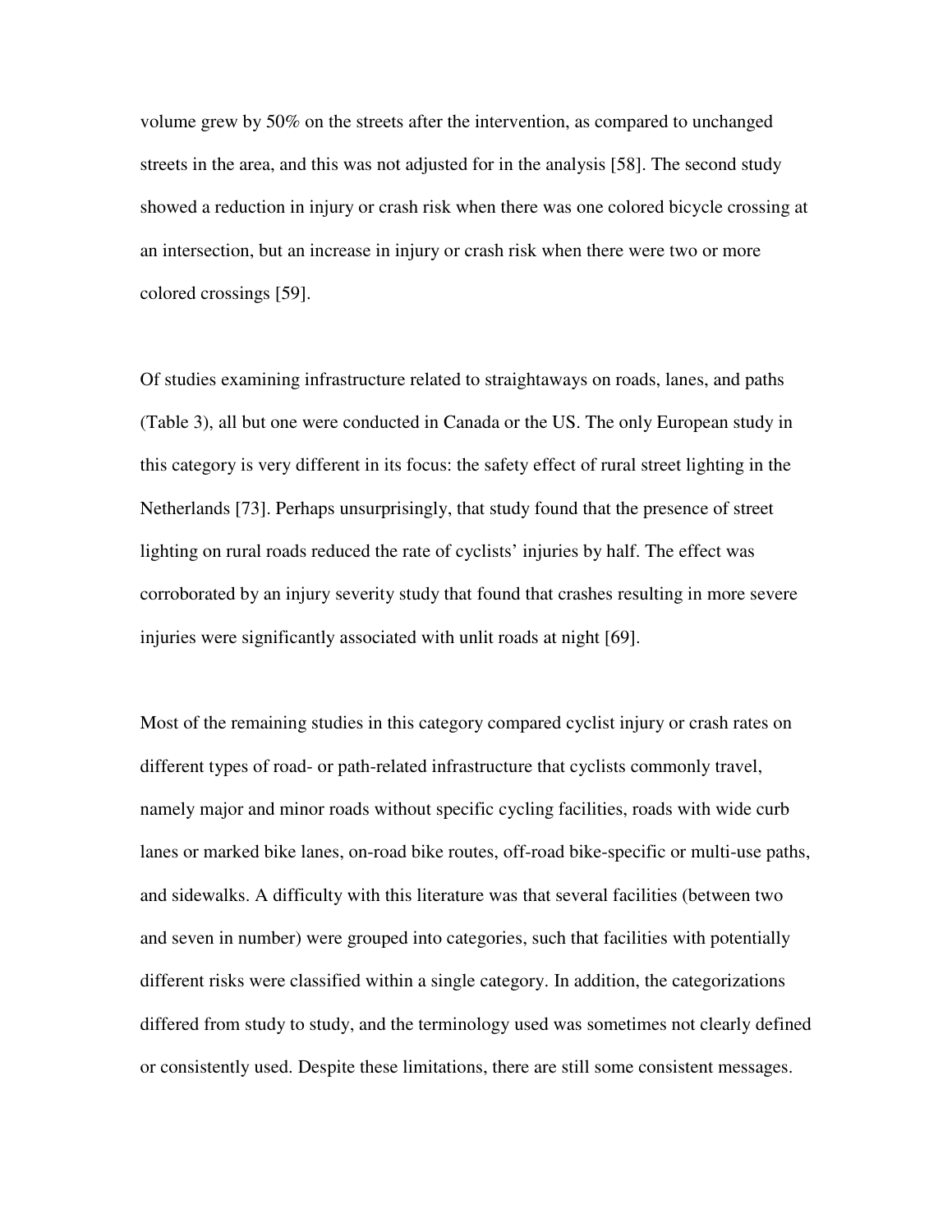volume grew by 50% on the streets after the intervention, as compared to unchanged streets in the area, and this was not adjusted for in the analysis [58]. The second study showed a reduction in injury or crash risk when there was one colored bicycle crossing at an intersection, but an increase in injury or crash risk when there were two or more colored crossings [59].

Of studies examining infrastructure related to straightaways on roads, lanes, and paths (Table 3), all but one were conducted in Canada or the US. The only European study in this category is very different in its focus: the safety effect of rural street lighting in the Netherlands [73]. Perhaps unsurprisingly, that study found that the presence of street lighting on rural roads reduced the rate of cyclists' injuries by half. The effect was corroborated by an injury severity study that found that crashes resulting in more severe injuries were significantly associated with unlit roads at night [69].

Most of the remaining studies in this category compared cyclist injury or crash rates on different types of road- or path-related infrastructure that cyclists commonly travel, namely major and minor roads without specific cycling facilities, roads with wide curb lanes or marked bike lanes, on-road bike routes, off-road bike-specific or multi-use paths, and sidewalks. A difficulty with this literature was that several facilities (between two and seven in number) were grouped into categories, such that facilities with potentially different risks were classified within a single category. In addition, the categorizations differed from study to study, and the terminology used was sometimes not clearly defined or consistently used. Despite these limitations, there are still some consistent messages.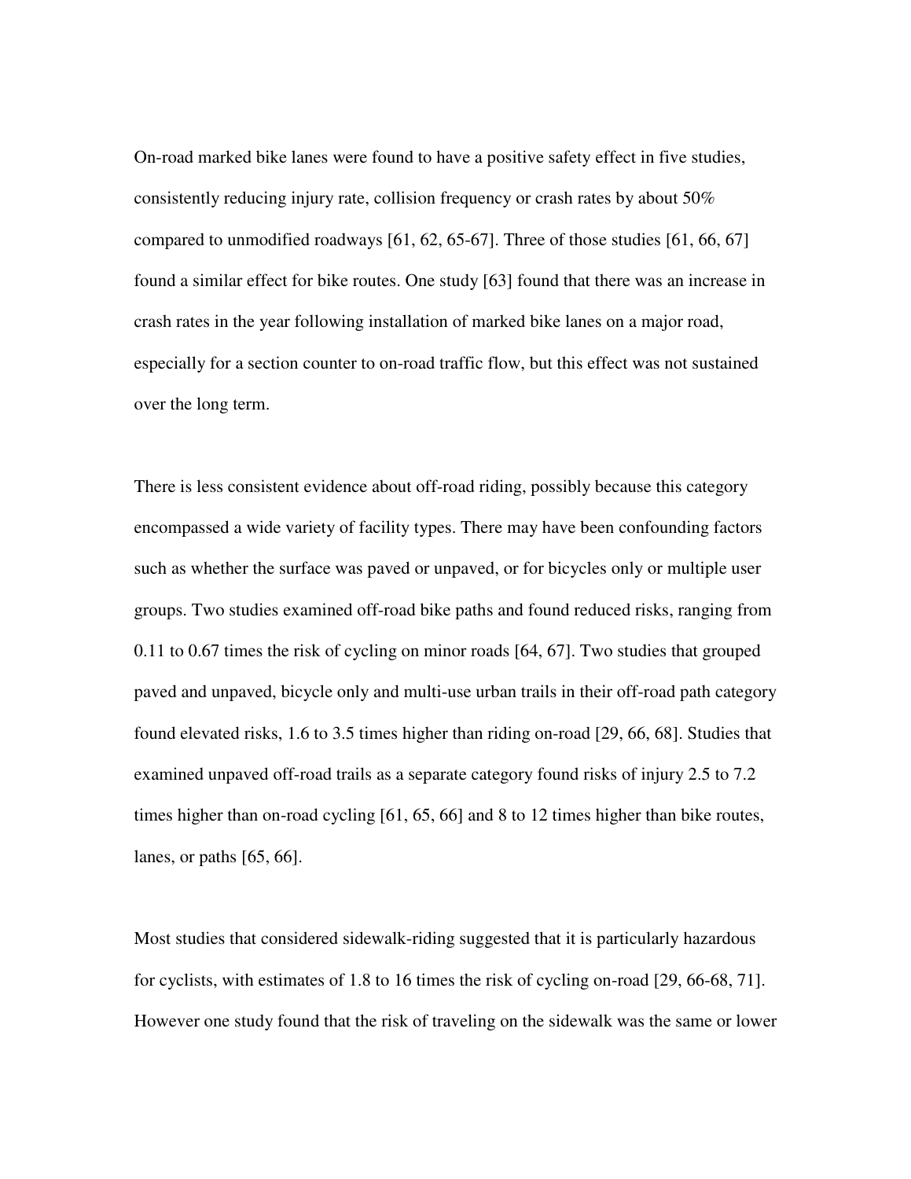On-road marked bike lanes were found to have a positive safety effect in five studies, consistently reducing injury rate, collision frequency or crash rates by about 50% compared to unmodified roadways [61, 62, 65-67]. Three of those studies [61, 66, 67] found a similar effect for bike routes. One study [63] found that there was an increase in crash rates in the year following installation of marked bike lanes on a major road, especially for a section counter to on-road traffic flow, but this effect was not sustained over the long term.

There is less consistent evidence about off-road riding, possibly because this category encompassed a wide variety of facility types. There may have been confounding factors such as whether the surface was paved or unpaved, or for bicycles only or multiple user groups. Two studies examined off-road bike paths and found reduced risks, ranging from 0.11 to 0.67 times the risk of cycling on minor roads [64, 67]. Two studies that grouped paved and unpaved, bicycle only and multi-use urban trails in their off-road path category found elevated risks, 1.6 to 3.5 times higher than riding on-road [29, 66, 68]. Studies that examined unpaved off-road trails as a separate category found risks of injury 2.5 to 7.2 times higher than on-road cycling [61, 65, 66] and 8 to 12 times higher than bike routes, lanes, or paths [65, 66].

Most studies that considered sidewalk-riding suggested that it is particularly hazardous for cyclists, with estimates of 1.8 to 16 times the risk of cycling on-road [29, 66-68, 71]. However one study found that the risk of traveling on the sidewalk was the same or lower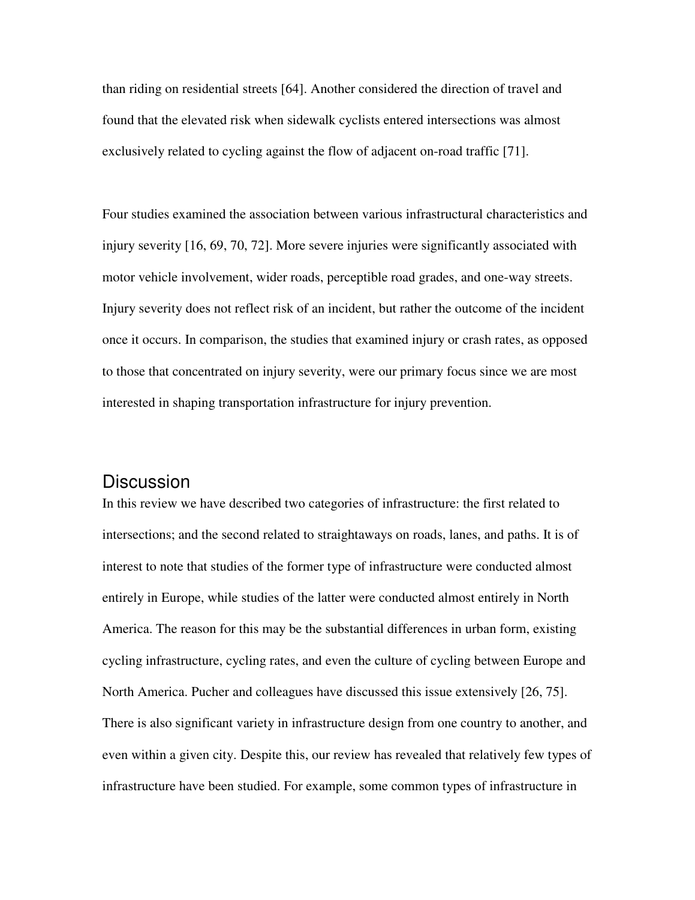than riding on residential streets [64]. Another considered the direction of travel and found that the elevated risk when sidewalk cyclists entered intersections was almost exclusively related to cycling against the flow of adjacent on-road traffic [71].

Four studies examined the association between various infrastructural characteristics and injury severity [16, 69, 70, 72]. More severe injuries were significantly associated with motor vehicle involvement, wider roads, perceptible road grades, and one-way streets. Injury severity does not reflect risk of an incident, but rather the outcome of the incident once it occurs. In comparison, the studies that examined injury or crash rates, as opposed to those that concentrated on injury severity, were our primary focus since we are most interested in shaping transportation infrastructure for injury prevention.

## Discussion

In this review we have described two categories of infrastructure: the first related to intersections; and the second related to straightaways on roads, lanes, and paths. It is of interest to note that studies of the former type of infrastructure were conducted almost entirely in Europe, while studies of the latter were conducted almost entirely in North America. The reason for this may be the substantial differences in urban form, existing cycling infrastructure, cycling rates, and even the culture of cycling between Europe and North America. Pucher and colleagues have discussed this issue extensively [26, 75]. There is also significant variety in infrastructure design from one country to another, and even within a given city. Despite this, our review has revealed that relatively few types of infrastructure have been studied. For example, some common types of infrastructure in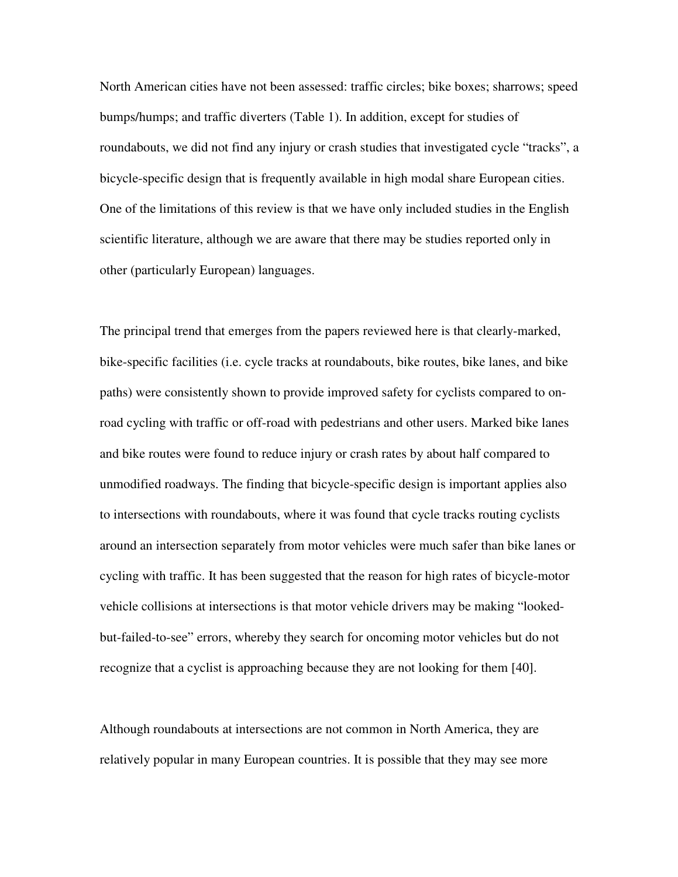North American cities have not been assessed: traffic circles; bike boxes; sharrows; speed bumps/humps; and traffic diverters (Table 1). In addition, except for studies of roundabouts, we did not find any injury or crash studies that investigated cycle "tracks", a bicycle-specific design that is frequently available in high modal share European cities. One of the limitations of this review is that we have only included studies in the English scientific literature, although we are aware that there may be studies reported only in other (particularly European) languages.

The principal trend that emerges from the papers reviewed here is that clearly-marked, bike-specific facilities (i.e. cycle tracks at roundabouts, bike routes, bike lanes, and bike paths) were consistently shown to provide improved safety for cyclists compared to on-road cycling with traffic or off-road with pedestrians and other users. Marked bike lanes and bike routes were found to reduce injury or crash rates by about half compared to unmodified roadways. The finding that bicycle-specific design is important applies also to intersections with roundabouts, where it was found that cycle tracks routing cyclists around an intersection separately from motor vehicles were much safer than bike lanes or cycling with traffic. It has been suggested that the reason for high rates of bicycle-motor vehicle collisions at intersections is that motor vehicle drivers may be making "looked-but-failed-to-see" errors, whereby they search for oncoming motor vehicles but do not recognize that a cyclist is approaching because they are not looking for them [40].

Although roundabouts at intersections are not common in North America, they are relatively popular in many European countries. It is possible that they may see more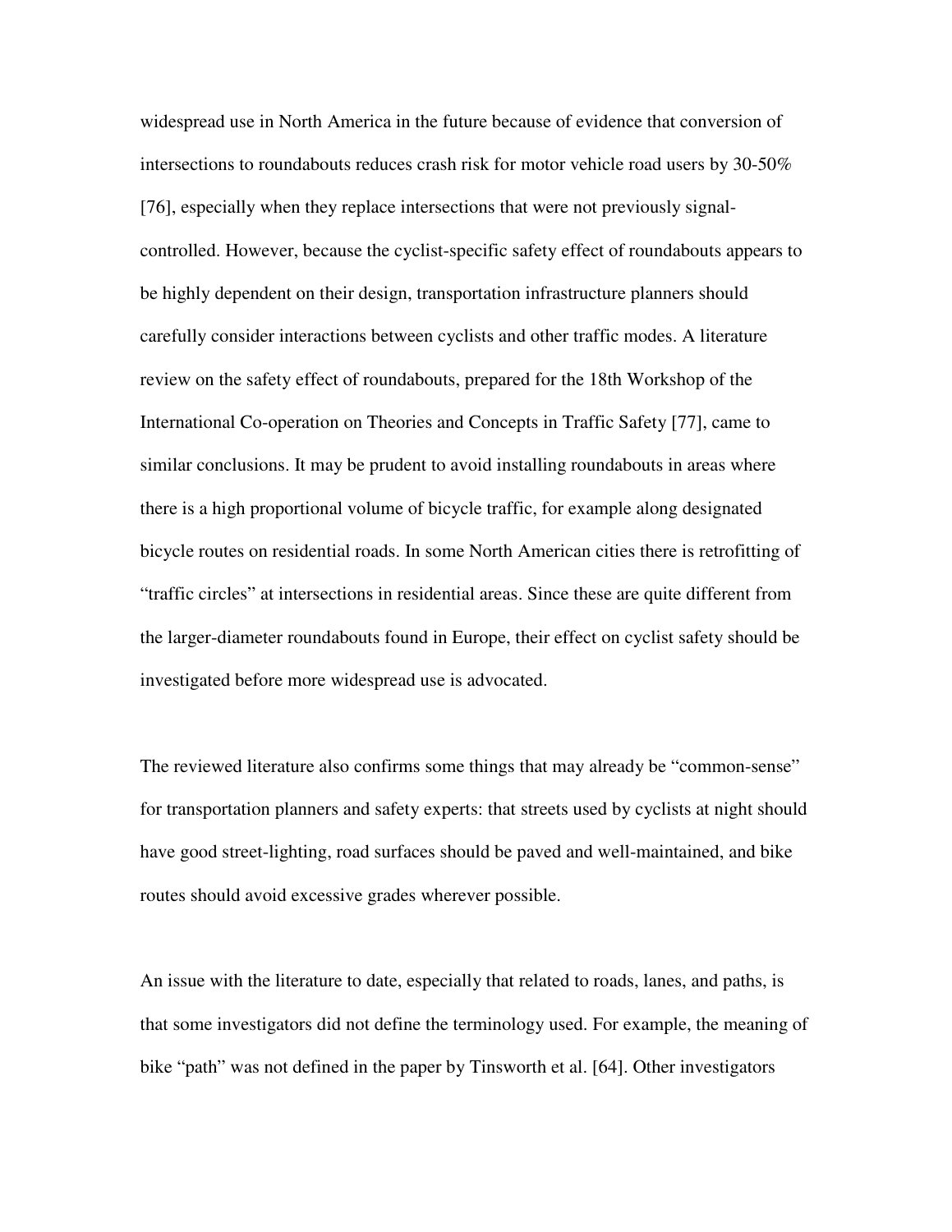widespread use in North America in the future because of evidence that conversion of intersections to roundabouts reduces crash risk for motor vehicle road users by 30-50% [76], especially when they replace intersections that were not previously signal-controlled. However, because the cyclist-specific safety effect of roundabouts appears to be highly dependent on their design, transportation infrastructure planners should carefully consider interactions between cyclists and other traffic modes. A literature review on the safety effect of roundabouts, prepared for the 18th Workshop of the International Co-operation on Theories and Concepts in Traffic Safety [77], came to similar conclusions. It may be prudent to avoid installing roundabouts in areas where there is a high proportional volume of bicycle traffic, for example along designated bicycle routes on residential roads. In some North American cities there is retrofitting of "traffic circles" at intersections in residential areas. Since these are quite different from the larger-diameter roundabouts found in Europe, their effect on cyclist safety should be investigated before more widespread use is advocated.

The reviewed literature also confirms some things that may already be "common-sense" for transportation planners and safety experts: that streets used by cyclists at night should have good street-lighting, road surfaces should be paved and well-maintained, and bike routes should avoid excessive grades wherever possible.

An issue with the literature to date, especially that related to roads, lanes, and paths, is that some investigators did not define the terminology used. For example, the meaning of bike "path" was not defined in the paper by Tinsworth et al. [64]. Other investigators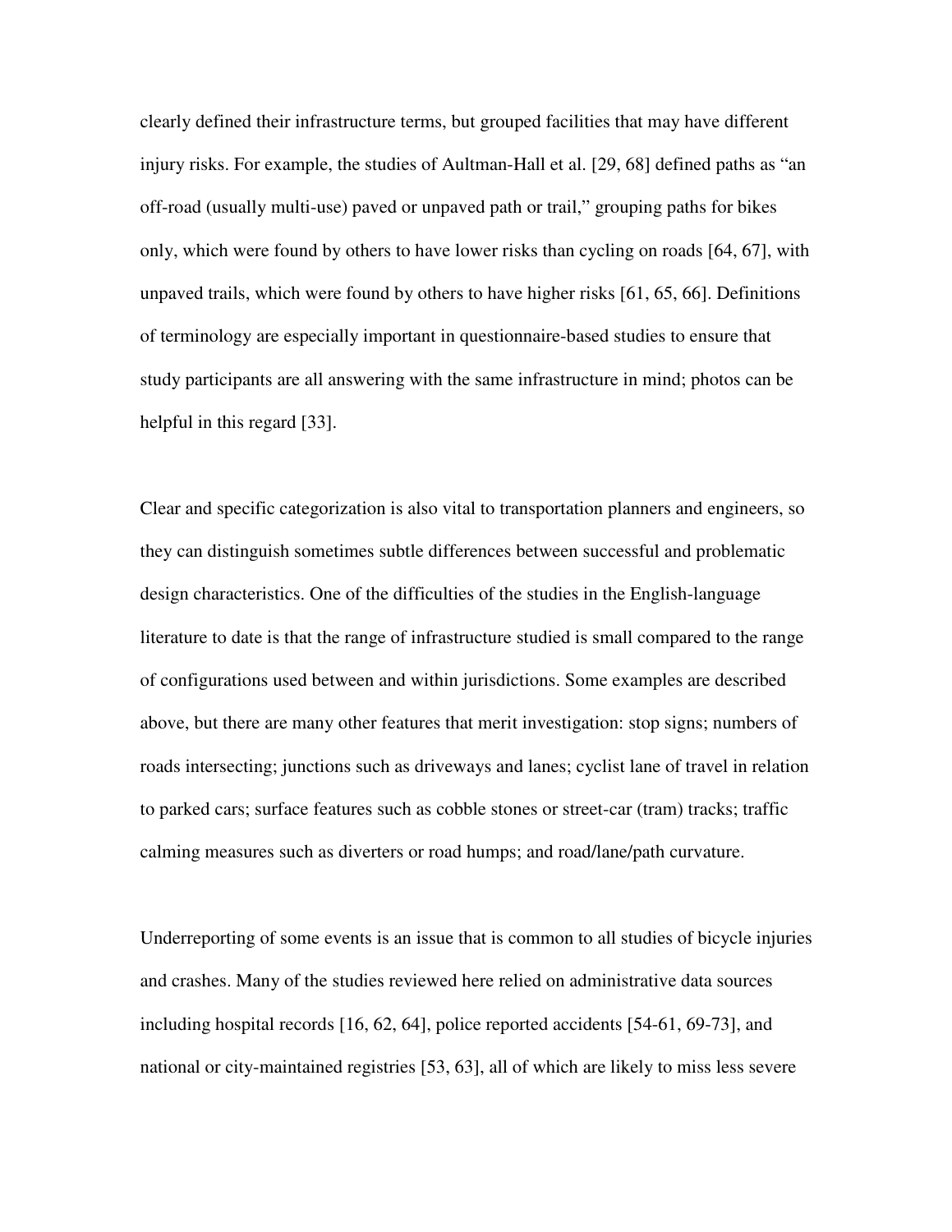clearly defined their infrastructure terms, but grouped facilities that may have different injury risks. For example, the studies of Aultman-Hall et al. [29, 68] defined paths as "an off-road (usually multi-use) paved or unpaved path or trail," grouping paths for bikes only, which were found by others to have lower risks than cycling on roads [64, 67], with unpaved trails, which were found by others to have higher risks [61, 65, 66]. Definitions of terminology are especially important in questionnaire-based studies to ensure that study participants are all answering with the same infrastructure in mind; photos can be helpful in this regard [33].

Clear and specific categorization is also vital to transportation planners and engineers, so they can distinguish sometimes subtle differences between successful and problematic design characteristics. One of the difficulties of the studies in the English-language literature to date is that the range of infrastructure studied is small compared to the range of configurations used between and within jurisdictions. Some examples are described above, but there are many other features that merit investigation: stop signs; numbers of roads intersecting; junctions such as driveways and lanes; cyclist lane of travel in relation to parked cars; surface features such as cobble stones or street-car (tram) tracks; traffic calming measures such as diverters or road humps; and road/lane/path curvature.

Underreporting of some events is an issue that is common to all studies of bicycle injuries and crashes. Many of the studies reviewed here relied on administrative data sources including hospital records [16, 62, 64], police reported accidents [54-61, 69-73], and national or city-maintained registries [53, 63], all of which are likely to miss less severe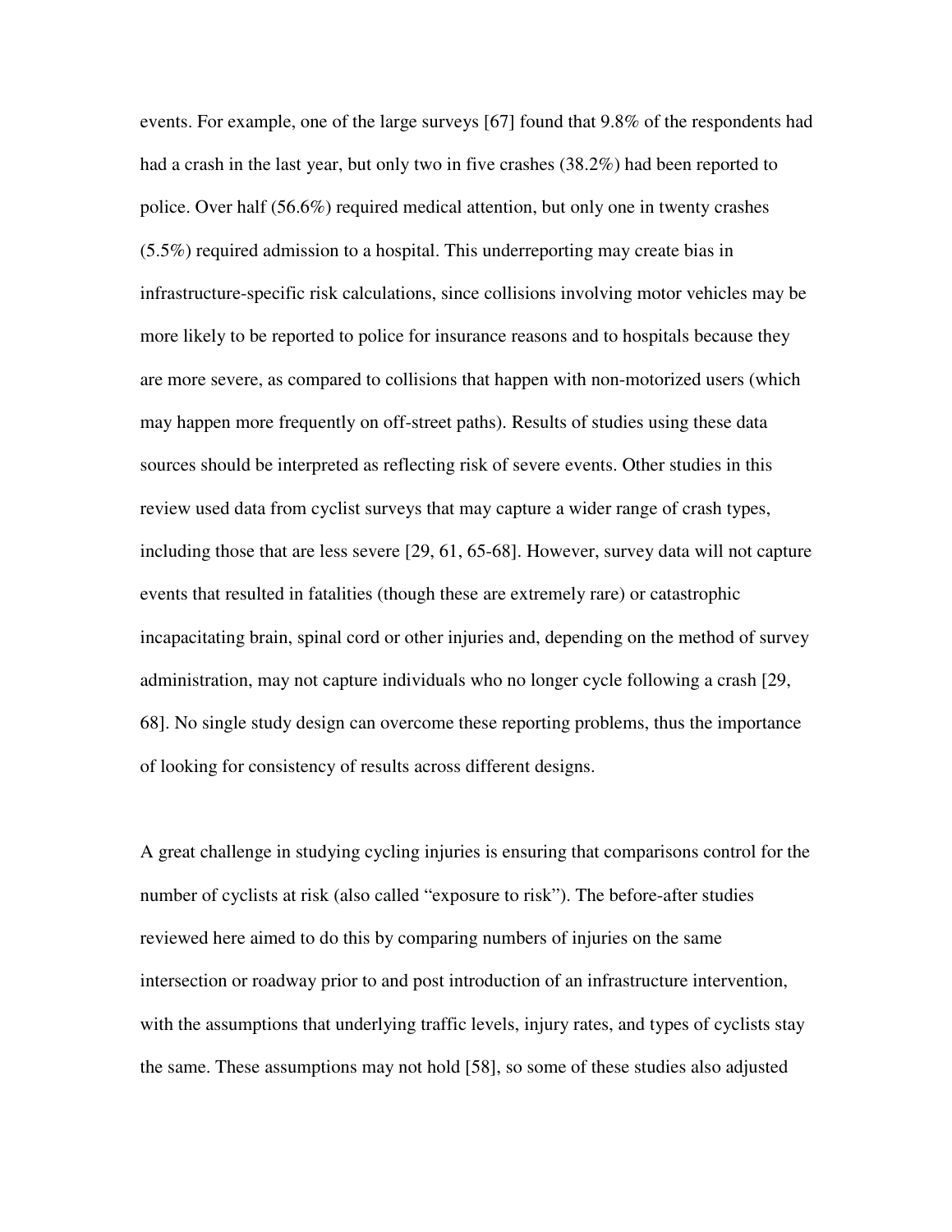events. For example, one of the large surveys [67] found that 9.8% of the respondents had had a crash in the last year, but only two in five crashes (38.2%) had been reported to police. Over half (56.6%) required medical attention, but only one in twenty crashes (5.5%) required admission to a hospital. This underreporting may create bias in infrastructure-specific risk calculations, since collisions involving motor vehicles may be more likely to be reported to police for insurance reasons and to hospitals because they are more severe, as compared to collisions that happen with non-motorized users (which may happen more frequently on off-street paths). Results of studies using these data sources should be interpreted as reflecting risk of severe events. Other studies in this review used data from cyclist surveys that may capture a wider range of crash types, including those that are less severe [29, 61, 65-68]. However, survey data will not capture events that resulted in fatalities (though these are extremely rare) or catastrophic incapacitating brain, spinal cord or other injuries and, depending on the method of survey administration, may not capture individuals who no longer cycle following a crash [29, 68]. No single study design can overcome these reporting problems, thus the importance of looking for consistency of results across different designs.

A great challenge in studying cycling injuries is ensuring that comparisons control for the number of cyclists at risk (also called "exposure to risk"). The before-after studies reviewed here aimed to do this by comparing numbers of injuries on the same intersection or roadway prior to and post introduction of an infrastructure intervention, with the assumptions that underlying traffic levels, injury rates, and types of cyclists stay the same. These assumptions may not hold [58], so some of these studies also adjusted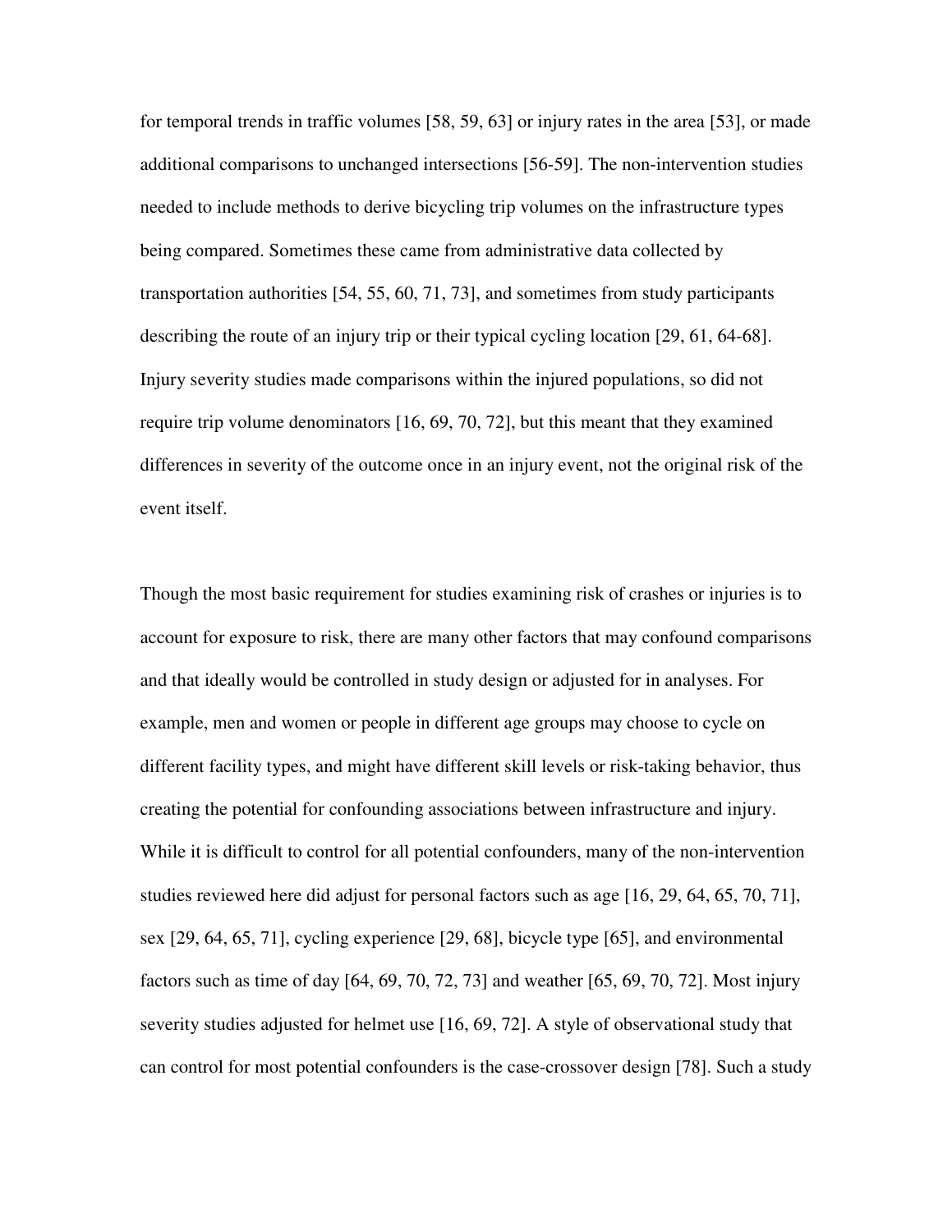for temporal trends in traffic volumes [58, 59, 63] or injury rates in the area [53], or made additional comparisons to unchanged intersections [56-59]. The non-intervention studies needed to include methods to derive bicycling trip volumes on the infrastructure types being compared. Sometimes these came from administrative data collected by transportation authorities [54, 55, 60, 71, 73], and sometimes from study participants describing the route of an injury trip or their typical cycling location [29, 61, 64-68]. Injury severity studies made comparisons within the injured populations, so did not require trip volume denominators [16, 69, 70, 72], but this meant that they examined differences in severity of the outcome once in an injury event, not the original risk of the event itself.

Though the most basic requirement for studies examining risk of crashes or injuries is to account for exposure to risk, there are many other factors that may confound comparisons and that ideally would be controlled in study design or adjusted for in analyses. For example, men and women or people in different age groups may choose to cycle on different facility types, and might have different skill levels or risk-taking behavior, thus creating the potential for confounding associations between infrastructure and injury. While it is difficult to control for all potential confounders, many of the non-intervention studies reviewed here did adjust for personal factors such as age [16, 29, 64, 65, 70, 71], sex [29, 64, 65, 71], cycling experience [29, 68], bicycle type [65], and environmental factors such as time of day [64, 69, 70, 72, 73] and weather [65, 69, 70, 72]. Most injury severity studies adjusted for helmet use [16, 69, 72]. A style of observational study that can control for most potential confounders is the case-crossover design [78]. Such a study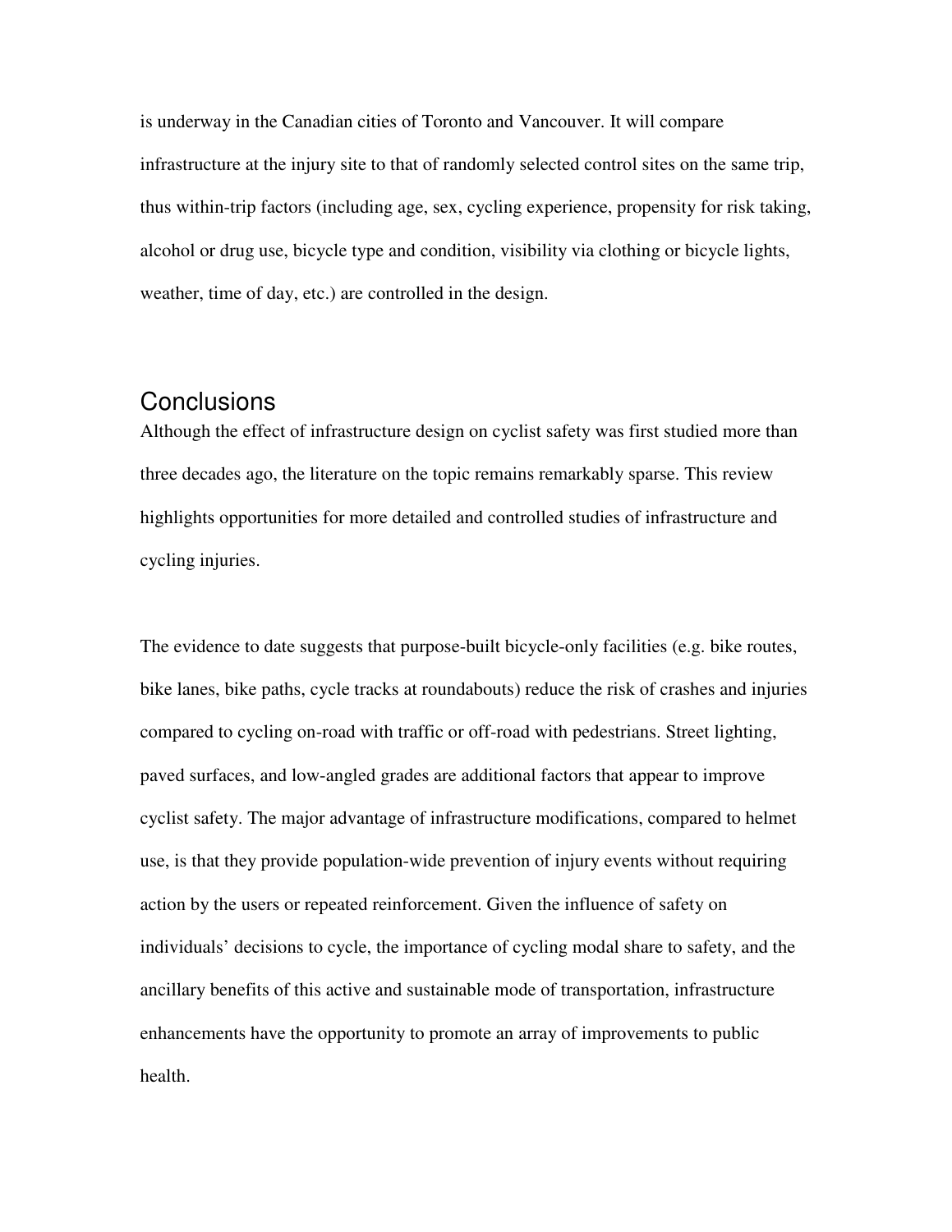is underway in the Canadian cities of Toronto and Vancouver. It will compare infrastructure at the injury site to that of randomly selected control sites on the same trip, thus within-trip factors (including age, sex, cycling experience, propensity for risk taking, alcohol or drug use, bicycle type and condition, visibility via clothing or bicycle lights, weather, time of day, etc.) are controlled in the design.

## Conclusions

Although the effect of infrastructure design on cyclist safety was first studied more than three decades ago, the literature on the topic remains remarkably sparse. This review highlights opportunities for more detailed and controlled studies of infrastructure and cycling injuries.

The evidence to date suggests that purpose-built bicycle-only facilities (e.g. bike routes, bike lanes, bike paths, cycle tracks at roundabouts) reduce the risk of crashes and injuries compared to cycling on-road with traffic or off-road with pedestrians. Street lighting, paved surfaces, and low-angled grades are additional factors that appear to improve cyclist safety. The major advantage of infrastructure modifications, compared to helmet use, is that they provide population-wide prevention of injury events without requiring action by the users or repeated reinforcement. Given the influence of safety on individuals' decisions to cycle, the importance of cycling modal share to safety, and the ancillary benefits of this active and sustainable mode of transportation, infrastructure enhancements have the opportunity to promote an array of improvements to public health.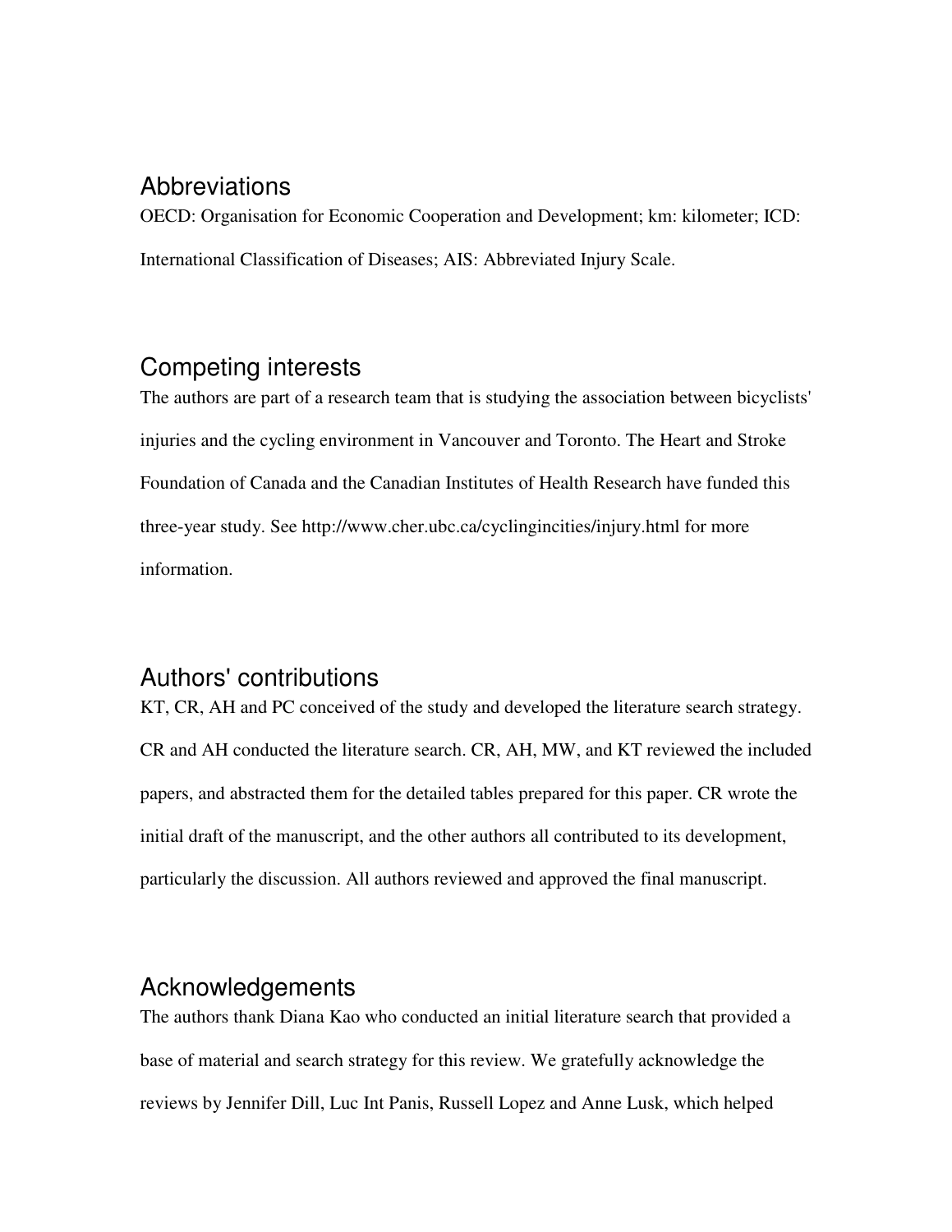## Abbreviations

OECD: Organisation for Economic Cooperation and Development; km: kilometer; ICD: International Classification of Diseases; AIS: Abbreviated Injury Scale.

## Competing interests

The authors are part of a research team that is studying the association between bicyclists' injuries and the cycling environment in Vancouver and Toronto. The Heart and Stroke Foundation of Canada and the Canadian Institutes of Health Research have funded this three-year study. See http://www.cher.ubc.ca/cyclingincities/injury.html for more information.

## Authors' contributions

KT, CR, AH and PC conceived of the study and developed the literature search strategy. CR and AH conducted the literature search. CR, AH, MW, and KT reviewed the included papers, and abstracted them for the detailed tables prepared for this paper. CR wrote the initial draft of the manuscript, and the other authors all contributed to its development, particularly the discussion. All authors reviewed and approved the final manuscript.

## Acknowledgements

The authors thank Diana Kao who conducted an initial literature search that provided a base of material and search strategy for this review. We gratefully acknowledge the reviews by Jennifer Dill, Luc Int Panis, Russell Lopez and Anne Lusk, which helped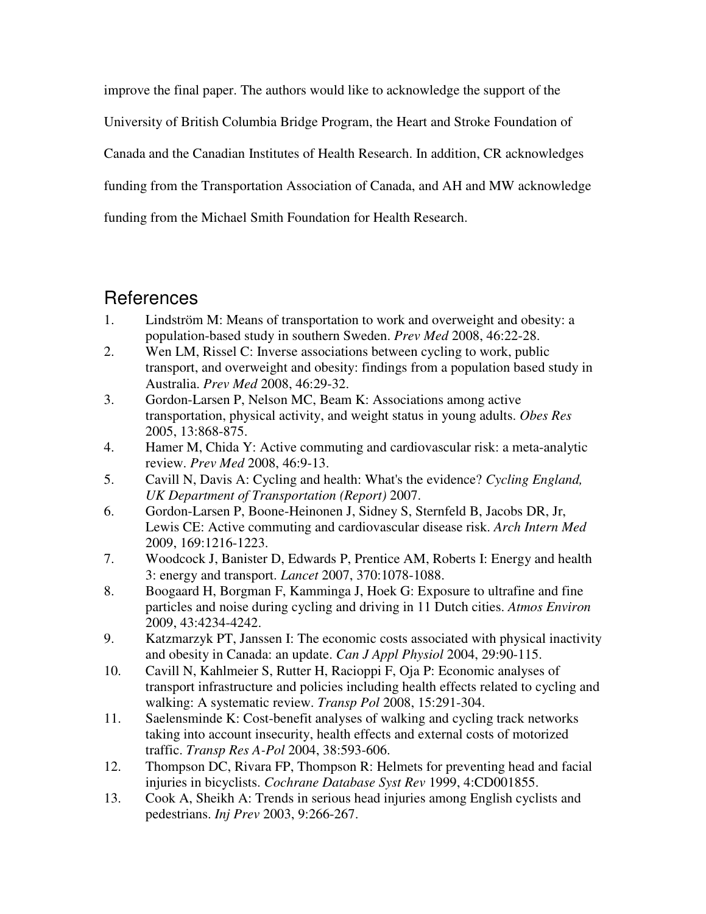improve the final paper. The authors would like to acknowledge the support of the University of British Columbia Bridge Program, the Heart and Stroke Foundation of Canada and the Canadian Institutes of Health Research. In addition, CR acknowledges funding from the Transportation Association of Canada, and AH and MW acknowledge funding from the Michael Smith Foundation for Health Research.

## References

1. Lindström M: Means of transportation to work and overweight and obesity: a population-based study in southern Sweden. *Prev Med* 2008, 46:22-28.
2. Wen LM, Rissel C: Inverse associations between cycling to work, public transport, and overweight and obesity: findings from a population based study in Australia. *Prev Med* 2008, 46:29-32.
3. Gordon-Larsen P, Nelson MC, Beam K: Associations among active transportation, physical activity, and weight status in young adults. *Obes Res* 2005, 13:868-875.
4. Hamer M, Chida Y: Active commuting and cardiovascular risk: a meta-analytic review. *Prev Med* 2008, 46:9-13.
5. Cavill N, Davis A: Cycling and health: What's the evidence? *Cycling England, UK Department of Transportation (Report)* 2007.
6. Gordon-Larsen P, Boone-Heinonen J, Sidney S, Sternfeld B, Jacobs DR, Jr, Lewis CE: Active commuting and cardiovascular disease risk. *Arch Intern Med* 2009, 169:1216-1223.
7. Woodcock J, Banister D, Edwards P, Prentice AM, Roberts I: Energy and health 3: energy and transport. *Lancet* 2007, 370:1078-1088.
8. Boogaard H, Borgman F, Kamminga J, Hoek G: Exposure to ultrafine and fine particles and noise during cycling and driving in 11 Dutch cities. *Atmos Environ* 2009, 43:4234-4242.
9. Katzmarzyk PT, Janssen I: The economic costs associated with physical inactivity and obesity in Canada: an update. *Can J Appl Physiol* 2004, 29:90-115.
10. Cavill N, Kahlmeier S, Rutter H, Racioppi F, Oja P: Economic analyses of transport infrastructure and policies including health effects related to cycling and walking: A systematic review. *Transp Pol* 2008, 15:291-304.
11. Saelensminde K: Cost-benefit analyses of walking and cycling track networks taking into account insecurity, health effects and external costs of motorized traffic. *Transp Res A-Pol* 2004, 38:593-606.
12. Thompson DC, Rivara FP, Thompson R: Helmets for preventing head and facial injuries in bicyclists. *Cochrane Database Syst Rev* 1999, 4:CD001855.
13. Cook A, Sheikh A: Trends in serious head injuries among English cyclists and pedestrians. *Inj Prev* 2003, 9:266-267.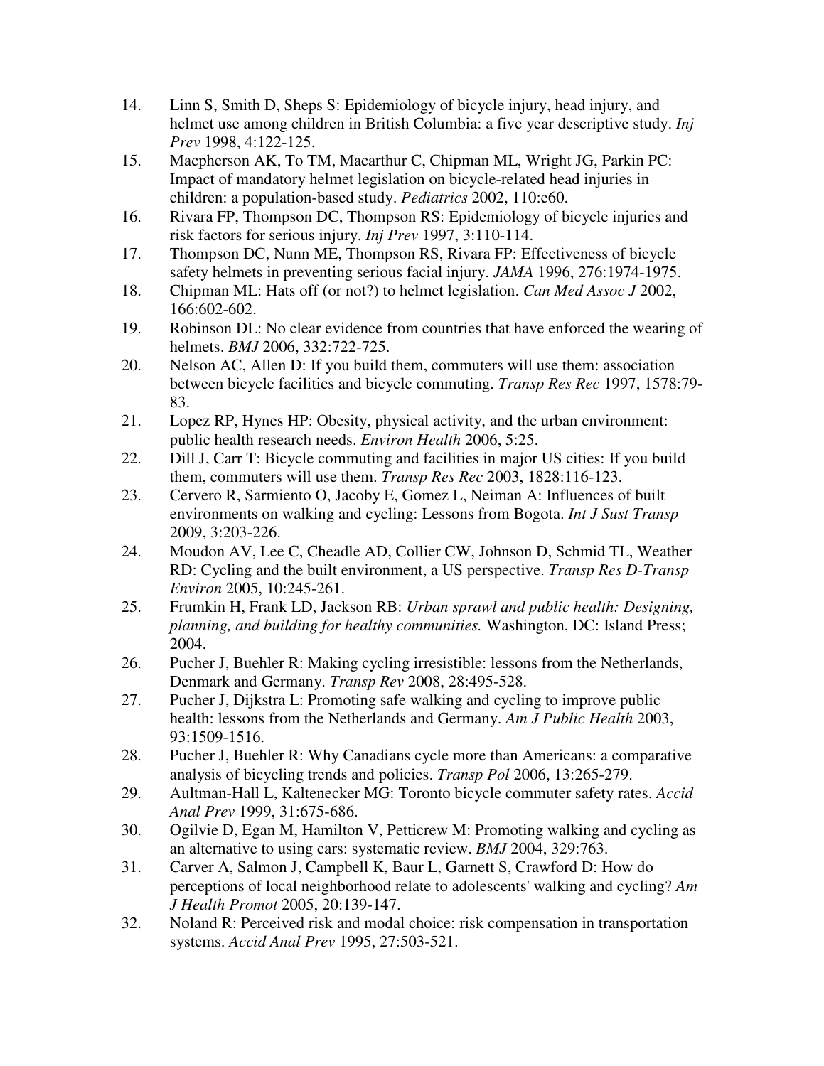14. Linn S, Smith D, Sheps S: Epidemiology of bicycle injury, head injury, and helmet use among children in British Columbia: a five year descriptive study. *Inj Prev* 1998, 4:122-125.
15. Macpherson AK, To TM, Macarthur C, Chipman ML, Wright JG, Parkin PC: Impact of mandatory helmet legislation on bicycle-related head injuries in children: a population-based study. *Pediatrics* 2002, 110:e60.
16. Rivara FP, Thompson DC, Thompson RS: Epidemiology of bicycle injuries and risk factors for serious injury. *Inj Prev* 1997, 3:110-114.
17. Thompson DC, Nunn ME, Thompson RS, Rivara FP: Effectiveness of bicycle safety helmets in preventing serious facial injury. *JAMA* 1996, 276:1974-1975.
18. Chipman ML: Hats off (or not?) to helmet legislation. *Can Med Assoc J* 2002, 166:602-602.
19. Robinson DL: No clear evidence from countries that have enforced the wearing of helmets. *BMJ* 2006, 332:722-725.
20. Nelson AC, Allen D: If you build them, commuters will use them: association between bicycle facilities and bicycle commuting. *Transp Res Rec* 1997, 1578:79-83.
21. Lopez RP, Hynes HP: Obesity, physical activity, and the urban environment: public health research needs. *Environ Health* 2006, 5:25.
22. Dill J, Carr T: Bicycle commuting and facilities in major US cities: If you build them, commuters will use them. *Transp Res Rec* 2003, 1828:116-123.
23. Cervero R, Sarmiento O, Jacoby E, Gomez L, Neiman A: Influences of built environments on walking and cycling: Lessons from Bogota. *Int J Sust Transp* 2009, 3:203-226.
24. Moudon AV, Lee C, Cheadle AD, Collier CW, Johnson D, Schmid TL, Weather RD: Cycling and the built environment, a US perspective. *Transp Res D-Transp Environ* 2005, 10:245-261.
25. Frumkin H, Frank LD, Jackson RB: *Urban sprawl and public health: Designing, planning, and building for healthy communities.* Washington, DC: Island Press; 2004.
26. Pucher J, Buehler R: Making cycling irresistible: lessons from the Netherlands, Denmark and Germany. *Transp Rev* 2008, 28:495-528.
27. Pucher J, Dijkstra L: Promoting safe walking and cycling to improve public health: lessons from the Netherlands and Germany. *Am J Public Health* 2003, 93:1509-1516.
28. Pucher J, Buehler R: Why Canadians cycle more than Americans: a comparative analysis of bicycling trends and policies. *Transp Pol* 2006, 13:265-279.
29. Aultman-Hall L, Kaltenecker MG: Toronto bicycle commuter safety rates. *Accid Anal Prev* 1999, 31:675-686.
30. Ogilvie D, Egan M, Hamilton V, Petticrew M: Promoting walking and cycling as an alternative to using cars: systematic review. *BMJ* 2004, 329:763.
31. Carver A, Salmon J, Campbell K, Baur L, Garnett S, Crawford D: How do perceptions of local neighborhood relate to adolescents' walking and cycling? *Am J Health Promot* 2005, 20:139-147.
32. Noland R: Perceived risk and modal choice: risk compensation in transportation systems. *Accid Anal Prev* 1995, 27:503-521.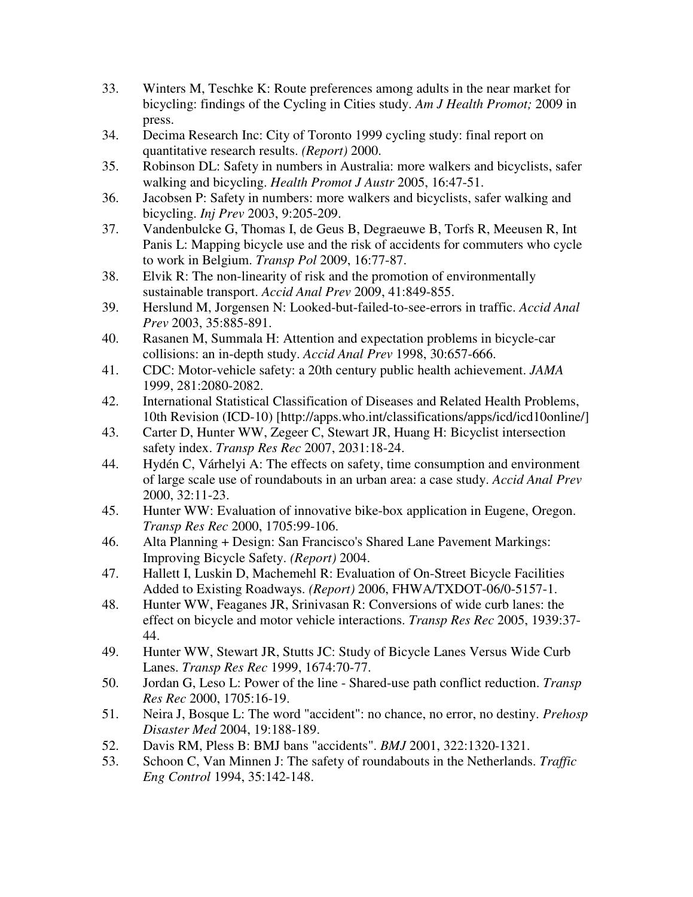33. Winters M, Teschke K: Route preferences among adults in the near market for bicycling: findings of the Cycling in Cities study. *Am J Health Promot;* 2009 in press.
34. Decima Research Inc: City of Toronto 1999 cycling study: final report on quantitative research results. *(Report)* 2000.
35. Robinson DL: Safety in numbers in Australia: more walkers and bicyclists, safer walking and bicycling. *Health Promot J Austr* 2005, 16:47-51.
36. Jacobsen P: Safety in numbers: more walkers and bicyclists, safer walking and bicycling. *Inj Prev* 2003, 9:205-209.
37. Vandenbulcke G, Thomas I, de Geus B, Degraeuwe B, Torfs R, Meeusen R, Int Panis L: Mapping bicycle use and the risk of accidents for commuters who cycle to work in Belgium. *Transp Pol* 2009, 16:77-87.
38. Elvik R: The non-linearity of risk and the promotion of environmentally sustainable transport. *Accid Anal Prev* 2009, 41:849-855.
39. Herslund M, Jorgensen N: Looked-but-failed-to-see-errors in traffic. *Accid Anal Prev* 2003, 35:885-891.
40. Rasanen M, Summala H: Attention and expectation problems in bicycle-car collisions: an in-depth study. *Accid Anal Prev* 1998, 30:657-666.
41. CDC: Motor-vehicle safety: a 20th century public health achievement. *JAMA* 1999, 281:2080-2082.
42. International Statistical Classification of Diseases and Related Health Problems, 10th Revision (ICD-10) [http://apps.who.int/classifications/apps/icd/icd10online/]
43. Carter D, Hunter WW, Zegeer C, Stewart JR, Huang H: Bicyclist intersection safety index. *Transp Res Rec* 2007, 2031:18-24.
44. Hydén C, Várhelyi A: The effects on safety, time consumption and environment of large scale use of roundabouts in an urban area: a case study. *Accid Anal Prev* 2000, 32:11-23.
45. Hunter WW: Evaluation of innovative bike-box application in Eugene, Oregon. *Transp Res Rec* 2000, 1705:99-106.
46. Alta Planning + Design: San Francisco's Shared Lane Pavement Markings: Improving Bicycle Safety. *(Report)* 2004.
47. Hallett I, Luskin D, Machemehl R: Evaluation of On-Street Bicycle Facilities Added to Existing Roadways. *(Report)* 2006, FHWA/TXDOT-06/0-5157-1.
48. Hunter WW, Feaganes JR, Srinivasan R: Conversions of wide curb lanes: the effect on bicycle and motor vehicle interactions. *Transp Res Rec* 2005, 1939:37-44.
49. Hunter WW, Stewart JR, Stutts JC: Study of Bicycle Lanes Versus Wide Curb Lanes. *Transp Res Rec* 1999, 1674:70-77.
50. Jordan G, Leso L: Power of the line - Shared-use path conflict reduction. *Transp Res Rec* 2000, 1705:16-19.
51. Neira J, Bosque L: The word "accident": no chance, no error, no destiny. *Prehosp Disaster Med* 2004, 19:188-189.
52. Davis RM, Pless B: BMJ bans "accidents". *BMJ* 2001, 322:1320-1321.
53. Schoon C, Van Minnen J: The safety of roundabouts in the Netherlands. *Traffic Eng Control* 1994, 35:142-148.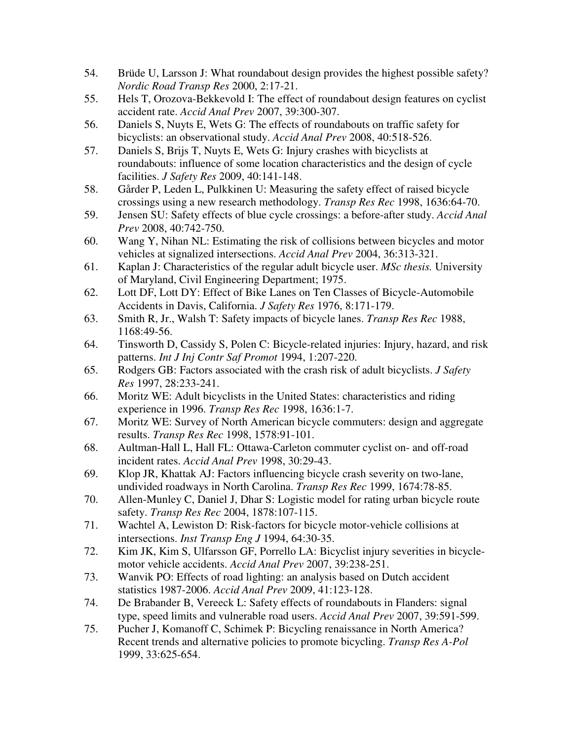54. Brüde U, Larsson J: What roundabout design provides the highest possible safety? *Nordic Road Transp Res* 2000, 2:17-21.
55. Hels T, Orozova-Bekkevold I: The effect of roundabout design features on cyclist accident rate. *Accid Anal Prev* 2007, 39:300-307.
56. Daniels S, Nuyts E, Wets G: The effects of roundabouts on traffic safety for bicyclists: an observational study. *Accid Anal Prev* 2008, 40:518-526.
57. Daniels S, Brijs T, Nuyts E, Wets G: Injury crashes with bicyclists at roundabouts: influence of some location characteristics and the design of cycle facilities. *J Safety Res* 2009, 40:141-148.
58. Gårder P, Leden L, Pulkkinen U: Measuring the safety effect of raised bicycle crossings using a new research methodology. *Transp Res Rec* 1998, 1636:64-70.
59. Jensen SU: Safety effects of blue cycle crossings: a before-after study. *Accid Anal Prev* 2008, 40:742-750.
60. Wang Y, Nihan NL: Estimating the risk of collisions between bicycles and motor vehicles at signalized intersections. *Accid Anal Prev* 2004, 36:313-321.
61. Kaplan J: Characteristics of the regular adult bicycle user. *MSc thesis.* University of Maryland, Civil Engineering Department; 1975.
62. Lott DF, Lott DY: Effect of Bike Lanes on Ten Classes of Bicycle-Automobile Accidents in Davis, California. *J Safety Res* 1976, 8:171-179.
63. Smith R, Jr., Walsh T: Safety impacts of bicycle lanes. *Transp Res Rec* 1988, 1168:49-56.
64. Tinsworth D, Cassidy S, Polen C: Bicycle-related injuries: Injury, hazard, and risk patterns. *Int J Inj Contr Saf Promot* 1994, 1:207-220.
65. Rodgers GB: Factors associated with the crash risk of adult bicyclists. *J Safety Res* 1997, 28:233-241.
66. Moritz WE: Adult bicyclists in the United States: characteristics and riding experience in 1996. *Transp Res Rec* 1998, 1636:1-7.
67. Moritz WE: Survey of North American bicycle commuters: design and aggregate results. *Transp Res Rec* 1998, 1578:91-101.
68. Aultman-Hall L, Hall FL: Ottawa-Carleton commuter cyclist on- and off-road incident rates. *Accid Anal Prev* 1998, 30:29-43.
69. Klop JR, Khattak AJ: Factors influencing bicycle crash severity on two-lane, undivided roadways in North Carolina. *Transp Res Rec* 1999, 1674:78-85.
70. Allen-Munley C, Daniel J, Dhar S: Logistic model for rating urban bicycle route safety. *Transp Res Rec* 2004, 1878:107-115.
71. Wachtel A, Lewiston D: Risk-factors for bicycle motor-vehicle collisions at intersections. *Inst Transp Eng J* 1994, 64:30-35.
72. Kim JK, Kim S, Ulfarsson GF, Porrello LA: Bicyclist injury severities in bicycle-motor vehicle accidents. *Accid Anal Prev* 2007, 39:238-251.
73. Wanvik PO: Effects of road lighting: an analysis based on Dutch accident statistics 1987-2006. *Accid Anal Prev* 2009, 41:123-128.
74. De Brabander B, Vereeck L: Safety effects of roundabouts in Flanders: signal type, speed limits and vulnerable road users. *Accid Anal Prev* 2007, 39:591-599.
75. Pucher J, Komanoff C, Schimek P: Bicycling renaissance in North America? Recent trends and alternative policies to promote bicycling. *Transp Res A-Pol* 1999, 33:625-654.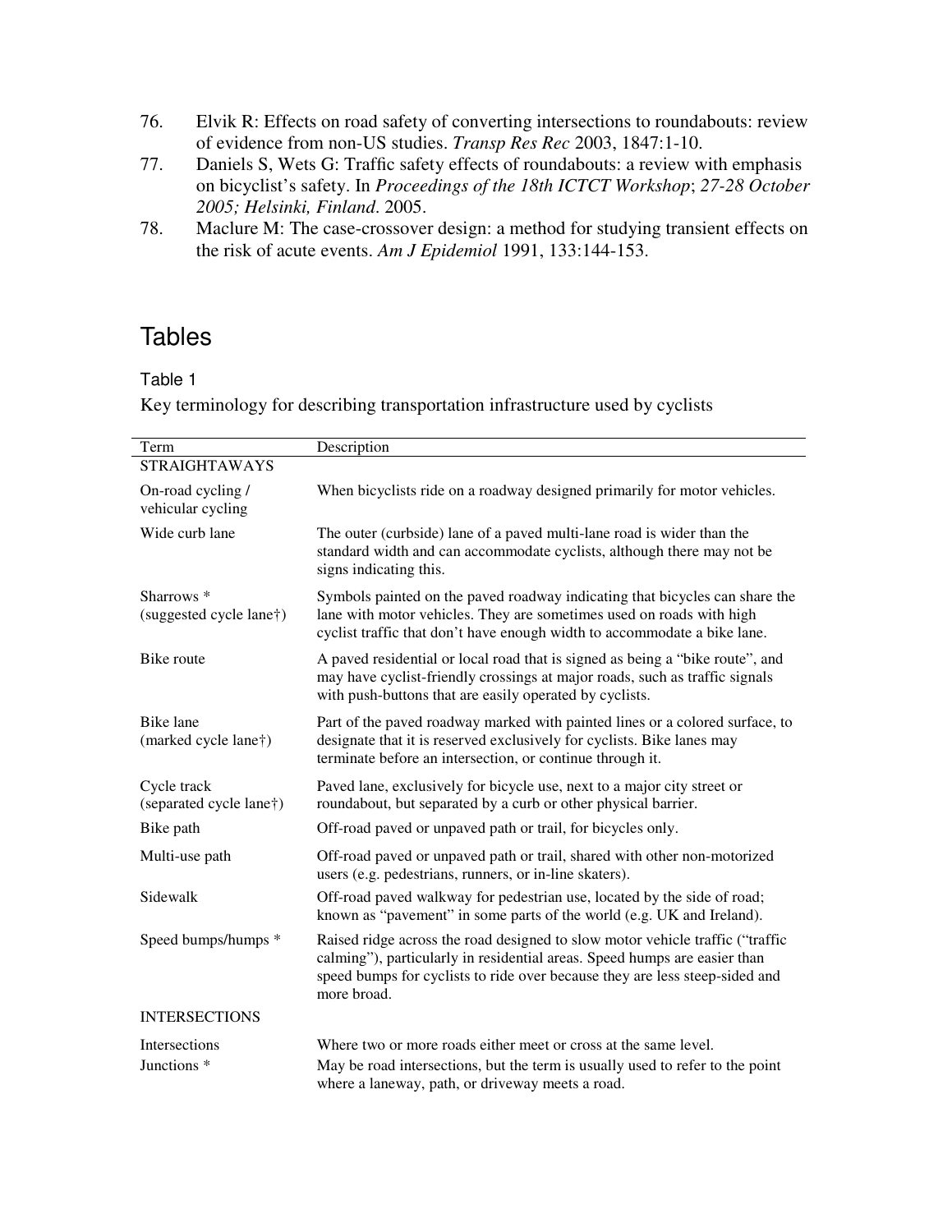76. Elvik R: Effects on road safety of converting intersections to roundabouts: review of evidence from non-US studies. *Transp Res Rec* 2003, 1847:1-10.
77. Daniels S, Wets G: Traffic safety effects of roundabouts: a review with emphasis on bicyclist's safety. In *Proceedings of the 18th ICTCT Workshop*; *27-28 October 2005; Helsinki, Finland*. 2005.
78. Maclure M: The case-crossover design: a method for studying transient effects on the risk of acute events. *Am J Epidemiol* 1991, 133:144-153.

# Tables

## Table 1

Key terminology for describing transportation infrastructure used by cyclists

| Term | Description |
|---|---|
| STRAIGHTAWAYS | |
| On-road cycling / vehicular cycling | When bicyclists ride on a roadway designed primarily for motor vehicles. |
| Wide curb lane | The outer (curbside) lane of a paved multi-lane road is wider than the standard width and can accommodate cyclists, although there may not be signs indicating this. |
| Sharrows * (suggested cycle lane†) | Symbols painted on the paved roadway indicating that bicycles can share the lane with motor vehicles. They are sometimes used on roads with high cyclist traffic that don't have enough width to accommodate a bike lane. |
| Bike route | A paved residential or local road that is signed as being a "bike route", and may have cyclist-friendly crossings at major roads, such as traffic signals with push-buttons that are easily operated by cyclists. |
| Bike lane (marked cycle lane†) | Part of the paved roadway marked with painted lines or a colored surface, to designate that it is reserved exclusively for cyclists. Bike lanes may terminate before an intersection, or continue through it. |
| Cycle track (separated cycle lane†) | Paved lane, exclusively for bicycle use, next to a major city street or roundabout, but separated by a curb or other physical barrier. |
| Bike path | Off-road paved or unpaved path or trail, for bicycles only. |
| Multi-use path | Off-road paved or unpaved path or trail, shared with other non-motorized users (e.g. pedestrians, runners, or in-line skaters). |
| Sidewalk | Off-road paved walkway for pedestrian use, located by the side of road; known as "pavement" in some parts of the world (e.g. UK and Ireland). |
| Speed bumps/humps * | Raised ridge across the road designed to slow motor vehicle traffic ("traffic calming"), particularly in residential areas. Speed humps are easier than speed bumps for cyclists to ride over because they are less steep-sided and more broad. |
| INTERSECTIONS | |
| Intersections | Where two or more roads either meet or cross at the same level. |
| Junctions * | May be road intersections, but the term is usually used to refer to the point where a laneway, path, or driveway meets a road. |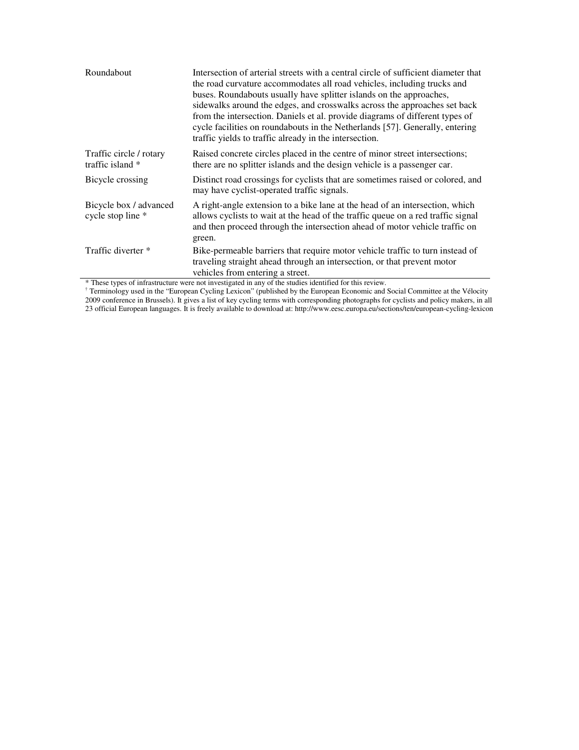| | |
|---|---|
| Roundabout | Intersection of arterial streets with a central circle of sufficient diameter that the road curvature accommodates all road vehicles, including trucks and buses. Roundabouts usually have splitter islands on the approaches, sidewalks around the edges, and crosswalks across the approaches set back from the intersection. Daniels et al. provide diagrams of different types of cycle facilities on roundabouts in the Netherlands [57]. Generally, entering traffic yields to traffic already in the intersection. |
| Traffic circle / rotary traffic island * | Raised concrete circles placed in the centre of minor street intersections; there are no splitter islands and the design vehicle is a passenger car. |
| Bicycle crossing | Distinct road crossings for cyclists that are sometimes raised or colored, and may have cyclist-operated traffic signals. |
| Bicycle box / advanced cycle stop line * | A right-angle extension to a bike lane at the head of an intersection, which allows cyclists to wait at the head of the traffic queue on a red traffic signal and then proceed through the intersection ahead of motor vehicle traffic on green. |
| Traffic diverter * | Bike-permeable barriers that require motor vehicle traffic to turn instead of traveling straight ahead through an intersection, or that prevent motor vehicles from entering a street. |

* These types of infrastructure were not investigated in any of the studies identified for this review.

† Terminology used in the "European Cycling Lexicon" (published by the European Economic and Social Committee at the Vélocity 2009 conference in Brussels). It gives a list of key cycling terms with corresponding photographs for cyclists and policy makers, in all 23 official European languages. It is freely available to download at: http://www.eesc.europa.eu/sections/ten/european-cycling-lexicon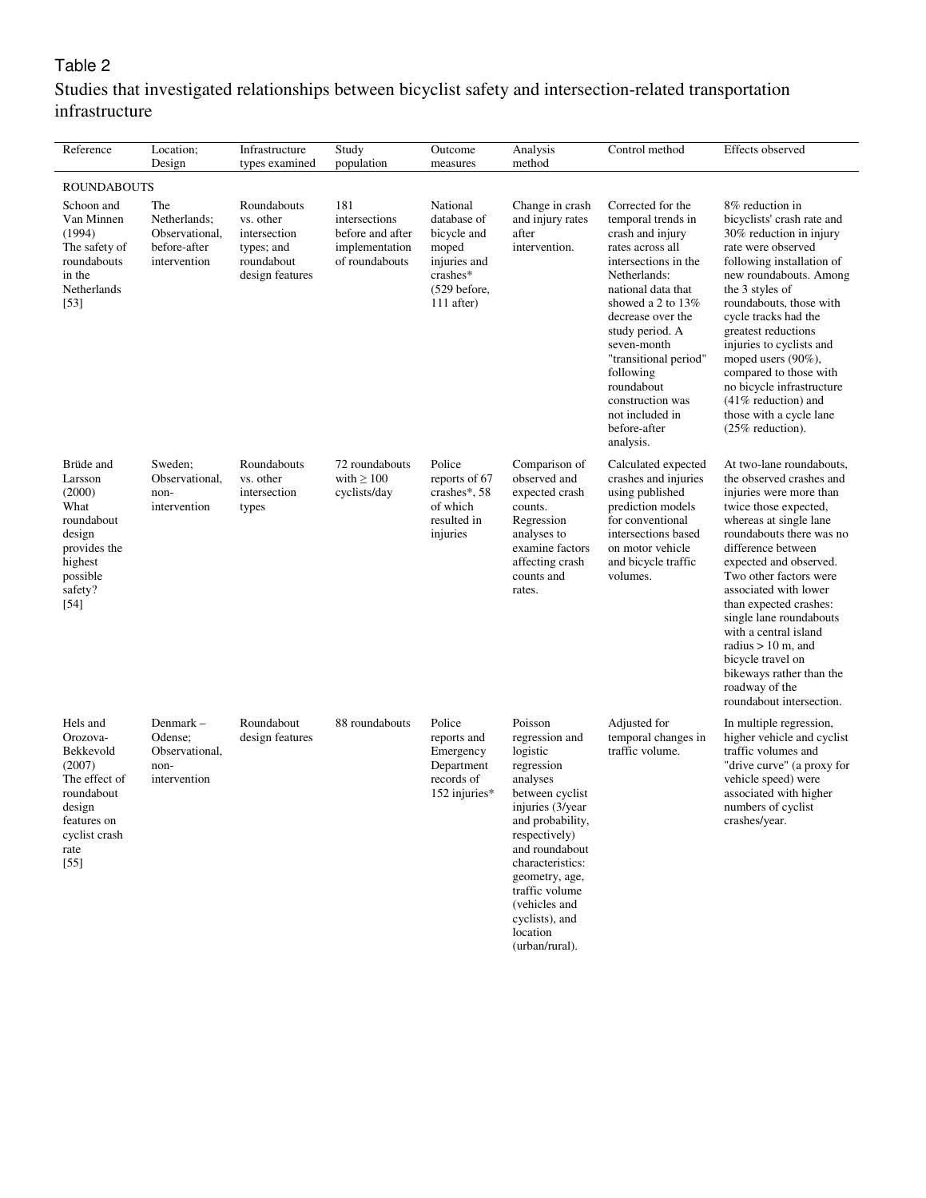Table 2

Studies that investigated relationships between bicyclist safety and intersection-related transportation infrastructure

| Reference | Location; Design | Infrastructure types examined | Study population | Outcome measures | Analysis method | Control method | Effects observed |
|---|---|---|---|---|---|---|---|
| ROUNDABOUTS | | | | | | | |
| Schoon and Van Minnen (1994) The safety of roundabouts in the Netherlands [53] | The Netherlands; Observational, before-after intervention | Roundabouts vs. other intersection types; and roundabout design features | 181 intersections before and after implementation of roundabouts | National database of bicycle and moped injuries and crashes* (529 before, 111 after) | Change in crash and injury rates after intervention. | Corrected for the temporal trends in crash and injury rates across all intersections in the Netherlands: national data that showed a 2 to 13% decrease over the study period. A seven-month "transitional period" following roundabout construction was not included in before-after analysis. | 8% reduction in bicyclists' crash rate and 30% reduction in injury rate were observed following installation of new roundabouts. Among the 3 styles of roundabouts, those with cycle tracks had the greatest reductions injuries to cyclists and moped users (90%), compared to those with no bicycle infrastructure (41% reduction) and those with a cycle lane (25% reduction). |
| Brüde and Larsson (2000) What roundabout design provides the highest possible safety? [54] | Sweden; Observational, non-intervention | Roundabouts vs. other intersection types | 72 roundabouts with ≥ 100 cyclists/day | Police reports of 67 crashes*, 58 of which resulted in injuries | Comparison of observed and expected crash counts. Regression analyses to examine factors affecting crash counts and rates. | Calculated expected crashes and injuries using published prediction models for conventional intersections based on motor vehicle and bicycle traffic volumes. | At two-lane roundabouts, the observed crashes and injuries were more than twice those expected, whereas at single lane roundabouts there was no difference between expected and observed. Two other factors were associated with lower than expected crashes: single lane roundabouts with a central island radius > 10 m, and bicycle travel on bikeways rather than the roadway of the roundabout intersection. |
| Hels and Orozova-Bekkevold (2007) The effect of roundabout design features on cyclist crash rate [55] | Denmark – Odense; Observational, non-intervention | Roundabout design features | 88 roundabouts | Police reports and Emergency Department records of 152 injuries* | Poisson regression and logistic regression analyses between cyclist injuries (3/year and probability, respectively) and roundabout characteristics: geometry, age, traffic volume (vehicles and cyclists), and location (urban/rural). | Adjusted for temporal changes in traffic volume. | In multiple regression, higher vehicle and cyclist traffic volumes and "drive curve" (a proxy for vehicle speed) were associated with higher numbers of cyclist crashes/year. |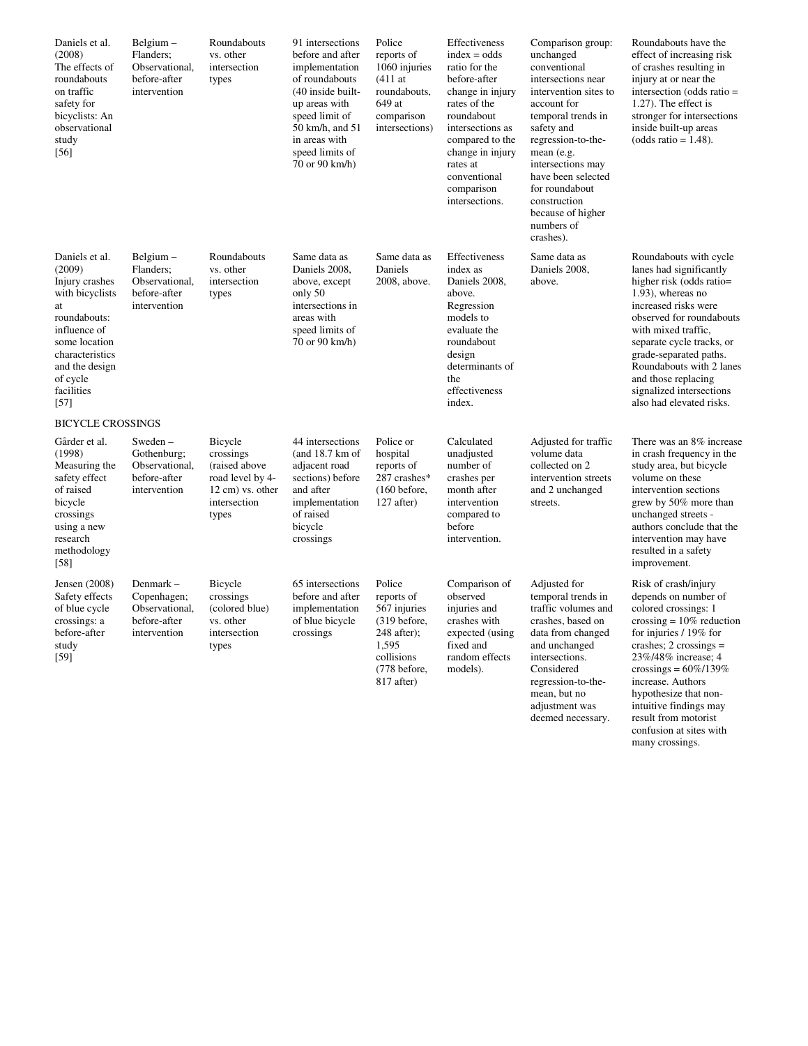| | | | | | | | |
|---|---|---|---|---|---|---|---|
| Daniels et al. (2008) The effects of roundabouts on traffic safety for bicyclists: An observational study [56] | Belgium – Flanders; Observational, before-after intervention | Roundabouts vs. other intersection types | 91 intersections before and after implementation of roundabouts (40 inside built-up areas with speed limit of 50 km/h, and 51 in areas with speed limits of 70 or 90 km/h) | Police reports of 1060 injuries (411 at roundabouts, 649 at comparison intersections) | Effectiveness index = odds ratio for the before-after change in injury rates of the roundabout intersections as compared to the change in injury rates at conventional comparison intersections. | Comparison group: unchanged conventional intersections near intervention sites to account for temporal trends in safety and regression-to-the-mean (e.g. intersections may have been selected for roundabout construction because of higher numbers of crashes). | Roundabouts have the effect of increasing risk of crashes resulting in injury at or near the intersection (odds ratio = 1.27). The effect is stronger for intersections inside built-up areas (odds ratio = 1.48). |
| Daniels et al. (2009) Injury crashes with bicyclists at roundabouts: influence of some location characteristics and the design of cycle facilities [57] | Belgium – Flanders; Observational, before-after intervention | Roundabouts vs. other intersection types | Same data as Daniels 2008, above, except only 50 intersections in areas with speed limits of 70 or 90 km/h) | Same data as Daniels 2008, above. | Effectiveness index as Daniels 2008, above. Regression models to evaluate the roundabout design determinants of the effectiveness index. | Same data as Daniels 2008, above. | Roundabouts with cycle lanes had significantly higher risk (odds ratio= 1.93), whereas no increased risks were observed for roundabouts with mixed traffic, separate cycle tracks, or grade-separated paths. Roundabouts with 2 lanes and those replacing signalized intersections also had elevated risks. |
| BICYCLE CROSSINGS | | | | | | | |
| Gårder et al. (1998) Measuring the safety effect of raised bicycle crossings using a new research methodology [58] | Sweden – Gothenburg; Observational, before-after intervention | Bicycle crossings (raised above road level by 4-12 cm) vs. other intersection types | 44 intersections (and 18.7 km of adjacent road sections) before and after implementation of raised bicycle crossings | Police or hospital reports of 287 crashes* (160 before, 127 after) | Calculated unadjusted number of crashes per month after intervention compared to before intervention. | Adjusted for traffic volume data collected on 2 intervention streets and 2 unchanged streets. | There was an 8% increase in crash frequency in the study area, but bicycle volume on these intervention sections grew by 50% more than unchanged streets - authors conclude that the intervention may have resulted in a safety improvement. |
| Jensen (2008) Safety effects of blue cycle crossings: a before-after study [59] | Denmark – Copenhagen; Observational, before-after intervention | Bicycle crossings (colored blue) vs. other intersection types | 65 intersections before and after implementation of blue bicycle crossings | Police reports of 567 injuries (319 before, 248 after); 1,595 collisions (778 before, 817 after) | Comparison of observed injuries and crashes with expected (using fixed and random effects models). | Adjusted for temporal trends in traffic volumes and crashes, based on data from changed and unchanged intersections. Considered regression-to-the-mean, but no adjustment was deemed necessary. | Risk of crash/injury depends on number of colored crossings: 1 crossing = 10% reduction for injuries / 19% for crashes; 2 crossings = 23%/48% increase; 4 crossings = 60%/139% increase. Authors hypothesize that non-intuitive findings may result from motorist confusion at sites with many crossings. |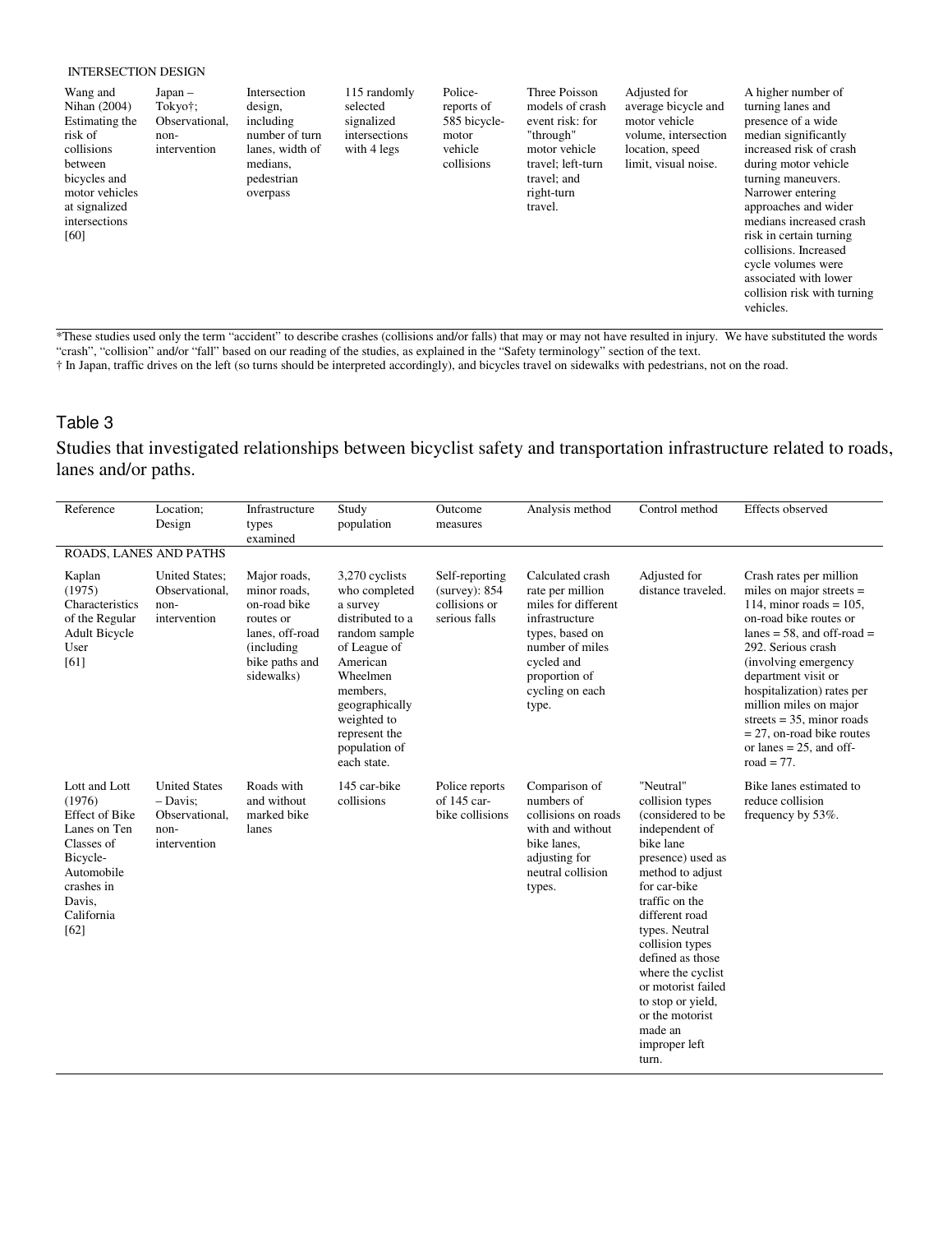| INTERSECTION DESIGN | | | | | | | |
|---|---|---|---|---|---|---|---|
| Wang and Nihan (2004) Estimating the risk of collisions between bicycles and motor vehicles at signalized intersections [60] | Japan – Tokyo†; Observational, non-intervention | Intersection design, including number of turn lanes, width of medians, pedestrian overpass | 115 randomly selected signalized intersections with 4 legs | Police-reports of 585 bicycle-motor vehicle collisions | Three Poisson models of crash event risk: for "through" motor vehicle travel; left-turn travel; and right-turn travel. | Adjusted for average bicycle and motor vehicle volume, intersection location, speed limit, visual noise. | A higher number of turning lanes and presence of a wide median significantly increased risk of crash during motor vehicle turning maneuvers. Narrower entering approaches and wider medians increased crash risk in certain turning collisions. Increased cycle volumes were associated with lower collision risk with turning vehicles. |

*These studies used only the term "accident" to describe crashes (collisions and/or falls) that may or may not have resulted in injury. We have substituted the words "crash", "collision" and/or "fall" based on our reading of the studies, as explained in the "Safety terminology" section of the text.
† In Japan, traffic drives on the left (so turns should be interpreted accordingly), and bicycles travel on sidewalks with pedestrians, not on the road.

## Table 3

Studies that investigated relationships between bicyclist safety and transportation infrastructure related to roads, lanes and/or paths.

| Reference | Location; Design | Infrastructure types examined | Study population | Outcome measures | Analysis method | Control method | Effects observed |
|---|---|---|---|---|---|---|---|
| ROADS, LANES AND PATHS | | | | | | | |
| Kaplan (1975) Characteristics of the Regular Adult Bicycle User [61] | United States; Observational, non-intervention | Major roads, minor roads, on-road bike routes or lanes, off-road (including bike paths and sidewalks) | 3,270 cyclists who completed a survey distributed to a random sample of League of American Wheelmen members, geographically weighted to represent the population of each state. | Self-reporting (survey): 854 collisions or serious falls | Calculated crash rate per million miles for different infrastructure types, based on number of miles cycled and proportion of cycling on each type. | Adjusted for distance traveled. | Crash rates per million miles on major streets = 114, minor roads = 105, on-road bike routes or lanes = 58, and off-road = 292. Serious crash (involving emergency department visit or hospitalization) rates per million miles on major streets = 35, minor roads = 27, on-road bike routes or lanes = 25, and off-road = 77. |
| Lott and Lott (1976) Effect of Bike Lanes on Ten Classes of Bicycle-Automobile crashes in Davis, California [62] | United States – Davis; Observational, non-intervention | Roads with and without marked bike lanes | 145 car-bike collisions | Police reports of 145 car-bike collisions | Comparison of numbers of collisions on roads with and without bike lanes, adjusting for neutral collision types. | "Neutral" collision types (considered to be independent of bike lane presence) used as method to adjust for car-bike traffic on the different road types. Neutral collision types defined as those where the cyclist or motorist failed to stop or yield, or the motorist made an improper left turn. | Bike lanes estimated to reduce collision frequency by 53%. |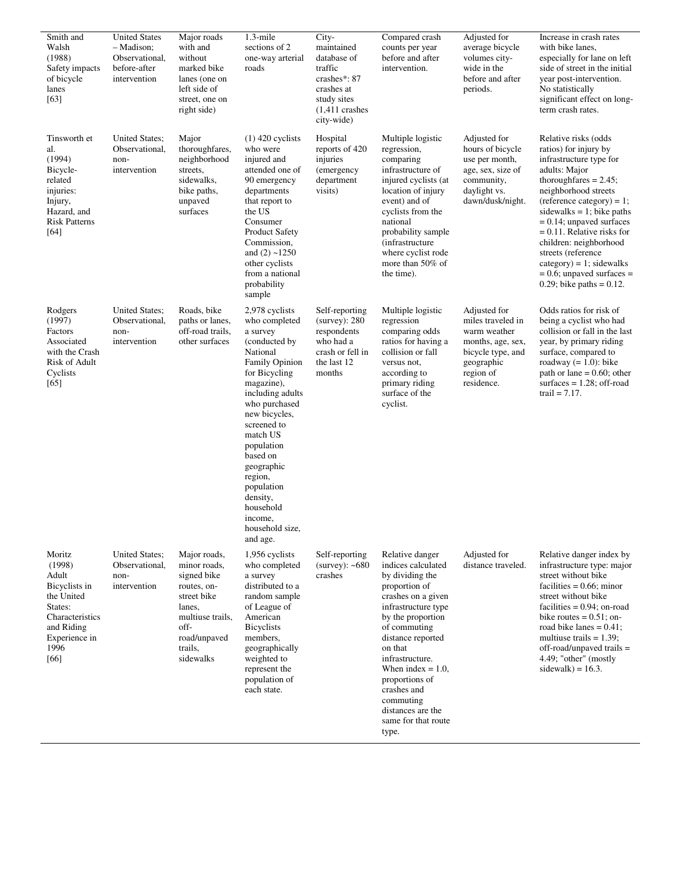| | | | | | | | |
|---|---|---|---|---|---|---|---|
| Smith and Walsh (1988) Safety impacts of bicycle lanes [63] | United States – Madison; Observational, before-after intervention | Major roads with and without marked bike lanes (one on left side of street, one on right side) | 1.3-mile sections of 2 one-way arterial roads | City-maintained database of traffic crashes*: 87 crashes at study sites (1,411 crashes city-wide) | Compared crash counts per year before and after intervention. | Adjusted for average bicycle volumes city-wide in the before and after periods. | Increase in crash rates with bike lanes, especially for lane on left side of street in the initial year post-intervention. No statistically significant effect on long-term crash rates. |
| Tinsworth et al. (1994) Bicycle-related injuries: Injury, Hazard, and Risk Patterns [64] | United States; Observational, non-intervention | Major thoroughfares, neighborhood streets, sidewalks, bike paths, unpaved surfaces | (1) 420 cyclists who were injured and attended one of 90 emergency departments that report to the US Consumer Product Safety Commission, and (2) ~1250 other cyclists from a national probability sample | Hospital reports of 420 injuries (emergency department visits) | Multiple logistic regression, comparing infrastructure of injured cyclists (at location of injury event) and of cyclists from the national probability sample (infrastructure where cyclist rode more than 50% of the time). | Adjusted for hours of bicycle use per month, age, sex, size of community, daylight vs. dawn/dusk/night. | Relative risks (odds ratios) for injury by infrastructure type for adults: Major thoroughfares = 2.45; neighborhood streets (reference category) = 1; sidewalks = 1; bike paths = 0.14; unpaved surfaces = 0.11. Relative risks for children: neighborhood streets (reference category) = 1; sidewalks = 0.6; unpaved surfaces = 0.29; bike paths = 0.12. |
| Rodgers (1997) Factors Associated with the Crash Risk of Adult Cyclists [65] | United States; Observational, non-intervention | Roads, bike paths or lanes, off-road trails, other surfaces | 2,978 cyclists who completed a survey (conducted by National Family Opinion for Bicycling magazine), including adults who purchased new bicycles, screened to match US population based on geographic region, population density, household income, household size, and age. | Self-reporting (survey): 280 respondents who had a crash or fell in the last 12 months | Multiple logistic regression comparing odds ratios for having a collision or fall versus not, according to primary riding surface of the cyclist. | Adjusted for miles traveled in warm weather months, age, sex, bicycle type, and geographic region of residence. | Odds ratios for risk of being a cyclist who had collision or fall in the last year, by primary riding surface, compared to roadway (= 1.0): bike path or lane = 0.60; other surfaces = 1.28; off-road trail = 7.17. |
| Moritz (1998) Adult Bicyclists in the United States: Characteristics and Riding Experience in 1996 [66] | United States; Observational, non-intervention | Major roads, minor roads, signed bike routes, on-street bike lanes, multiuse trails, off-road/unpaved trails, sidewalks | 1,956 cyclists who completed a survey distributed to a random sample of League of American Bicyclists members, geographically weighted to represent the population of each state. | Self-reporting (survey): ~680 crashes | Relative danger indices calculated by dividing the proportion of crashes on a given infrastructure type by the proportion of commuting distance reported on that infrastructure. When index = 1.0, proportions of crashes and commuting distances are the same for that route type. | Adjusted for distance traveled. | Relative danger index by infrastructure type: major street without bike facilities = 0.66; minor street without bike facilities = 0.94; on-road bike routes = 0.51; on-road bike lanes = 0.41; multiuse trails = 1.39; off-road/unpaved trails = 4.49; "other" (mostly sidewalk) = 16.3. |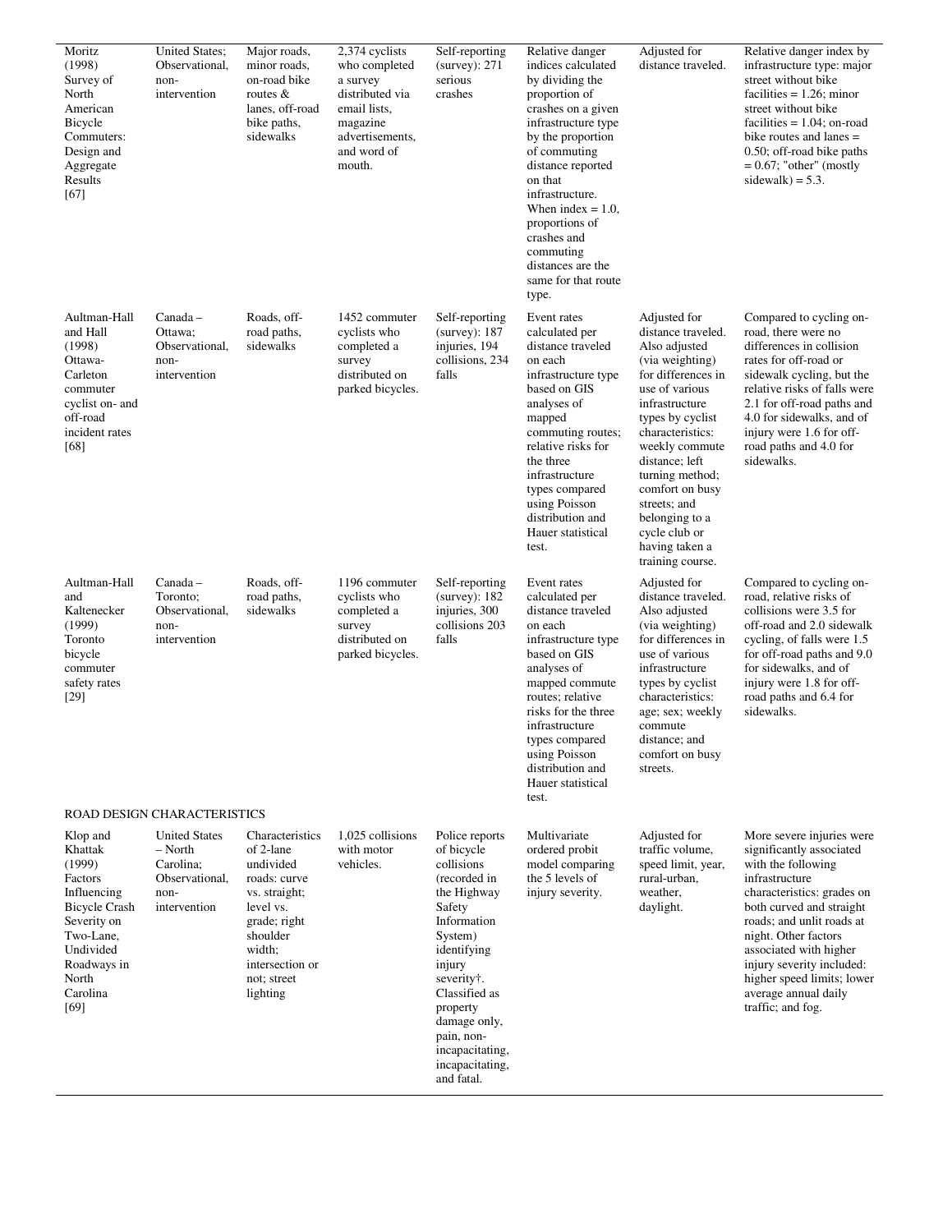| | | | | | | | |
|---|---|---|---|---|---|---|---|
| Moritz (1998) Survey of North American Bicycle Commuters: Design and Aggregate Results [67] | United States; Observational, non-intervention | Major roads, minor roads, on-road bike routes & lanes, off-road bike paths, sidewalks | 2,374 cyclists who completed a survey distributed via email lists, magazine advertisements, and word of mouth. | Self-reporting (survey): 271 serious crashes | Relative danger indices calculated by dividing the proportion of crashes on a given infrastructure type by the proportion of commuting distance reported on that infrastructure. When index = 1.0, proportions of crashes and commuting distances are the same for that route type. | Adjusted for distance traveled. | Relative danger index by infrastructure type: major street without bike facilities = 1.26; minor street without bike facilities = 1.04; on-road bike routes and lanes = 0.50; off-road bike paths = 0.67; "other" (mostly sidewalk) = 5.3. |
| Aultman-Hall and Hall (1998) Ottawa-Carleton commuter cyclist on- and off-road incident rates [68] | Canada – Ottawa; Observational, non-intervention | Roads, off-road paths, sidewalks | 1452 commuter cyclists who completed a survey distributed on parked bicycles. | Self-reporting (survey): 187 injuries, 194 collisions, 234 falls | Event rates calculated per distance traveled on each infrastructure type based on GIS analyses of mapped commuting routes; relative risks for the three infrastructure types compared using Poisson distribution and Hauer statistical test. | Adjusted for distance traveled. Also adjusted (via weighting) for differences in use of various infrastructure types by cyclist characteristics: weekly commute distance; left turning method; comfort on busy streets; and belonging to a cycle club or having taken a training course. | Compared to cycling on-road, there were no differences in collision rates for off-road or sidewalk cycling, but the relative risks of falls were 2.1 for off-road paths and 4.0 for sidewalks, and of injury were 1.6 for off-road paths and 4.0 for sidewalks. |
| Aultman-Hall and Kaltenecker (1999) Toronto bicycle commuter safety rates [29] | Canada – Toronto; Observational, non-intervention | Roads, off-road paths, sidewalks | 1196 commuter cyclists who completed a survey distributed on parked bicycles. | Self-reporting (survey): 182 injuries, 300 collisions 203 falls | Event rates calculated per distance traveled on each infrastructure type based on GIS analyses of mapped commute routes; relative risks for the three infrastructure types compared using Poisson distribution and Hauer statistical test. | Adjusted for distance traveled. Also adjusted (via weighting) for differences in use of various infrastructure types by cyclist characteristics: age; sex; weekly commute distance; and comfort on busy streets. | Compared to cycling on-road, relative risks of collisions were 3.5 for off-road and 2.0 sidewalk cycling, of falls were 1.5 for off-road paths and 9.0 for sidewalks, and of injury were 1.8 for off-road paths and 6.4 for sidewalks. |
| ROAD DESIGN CHARACTERISTICS | | | | | | | |
| Klop and Khattak (1999) Factors Influencing Bicycle Crash Severity on Two-Lane, Undivided Roadways in North Carolina [69] | United States – North Carolina; Observational, non-intervention | Characteristics of 2-lane undivided roads: curve vs. straight; level vs. grade; right shoulder width; intersection or not; street lighting | 1,025 collisions with motor vehicles. | Police reports of bicycle collisions (recorded in the Highway Safety Information System) identifying injury severity†. Classified as property damage only, pain, non-incapacitating, incapacitating, and fatal. | Multivariate ordered probit model comparing the 5 levels of injury severity. | Adjusted for traffic volume, speed limit, year, rural-urban, weather, daylight. | More severe injuries were significantly associated with the following infrastructure characteristics: grades on both curved and straight roads; and unlit roads at night. Other factors associated with higher injury severity included: higher speed limits; lower average annual daily traffic; and fog. |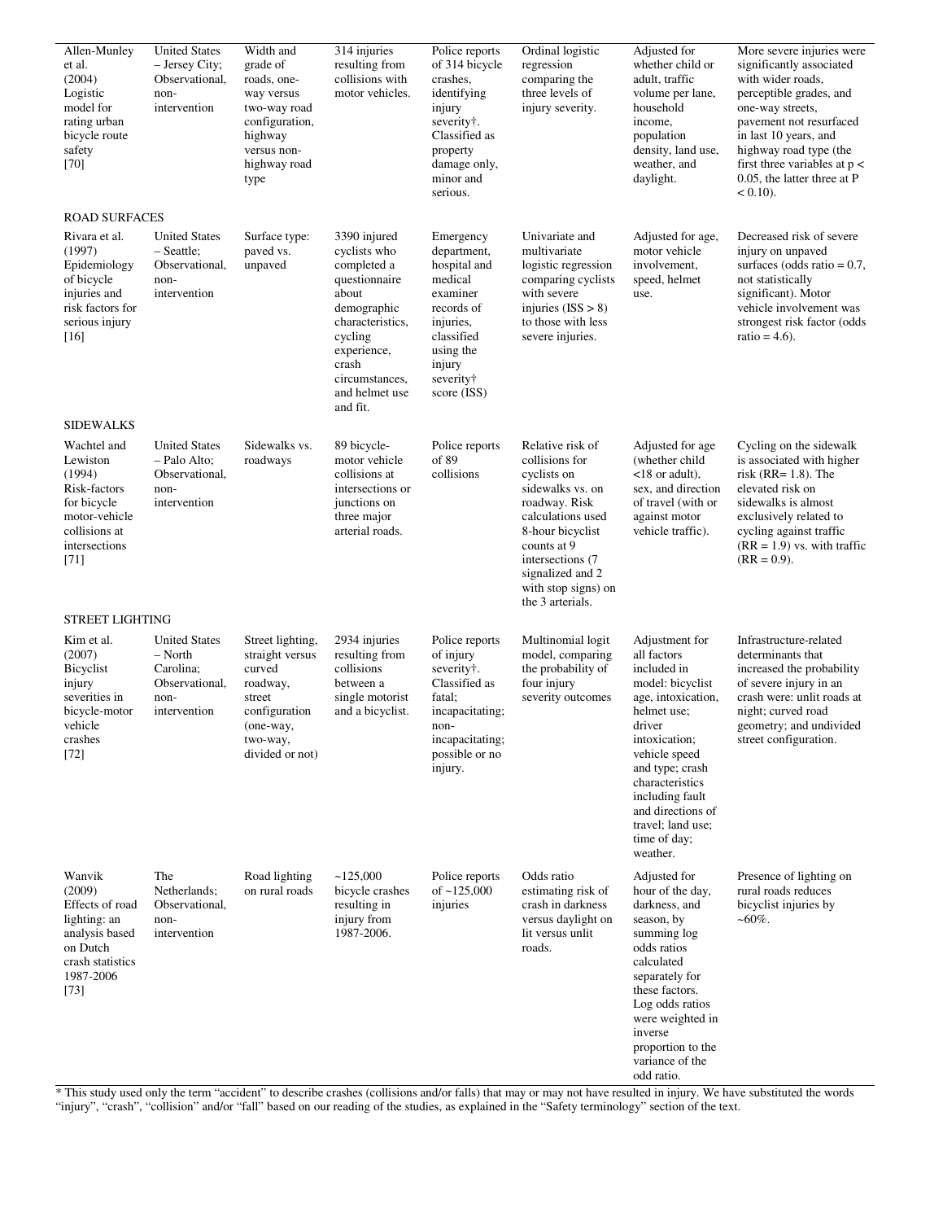| | | | | | | | |
|---|---|---|---|---|---|---|---|
| Allen-Munley et al. (2004) Logistic model for rating urban bicycle route safety [70] | United States – Jersey City; Observational, non-intervention | Width and grade of roads, one-way versus two-way road configuration, highway versus non-highway road type | 314 injuries resulting from collisions with motor vehicles. | Police reports of 314 bicycle crashes, identifying injury severity†. Classified as property damage only, minor and serious. | Ordinal logistic regression comparing the three levels of injury severity. | Adjusted for whether child or adult, traffic volume per lane, household income, population density, land use, weather, and daylight. | More severe injuries were significantly associated with wider roads, perceptible grades, and one-way streets, pavement not resurfaced in last 10 years, and highway road type (the first three variables at $p < 0.05$, the latter three at $P < 0.10$). |
| ROAD SURFACES | | | | | | | |
| Rivara et al. (1997) Epidemiology of bicycle injuries and risk factors for serious injury [16] | United States – Seattle; Observational, non-intervention | Surface type: paved vs. unpaved | 3390 injured cyclists who completed a questionnaire about demographic characteristics, cycling experience, crash circumstances, and helmet use and fit. | Emergency department, hospital and medical examiner records of injuries, classified using the injury severity† score (ISS) | Univariate and multivariate logistic regression comparing cyclists with severe injuries (ISS > 8) to those with less severe injuries. | Adjusted for age, motor vehicle involvement, speed, helmet use. | Decreased risk of severe injury on unpaved surfaces (odds ratio = 0.7, not statistically significant). Motor vehicle involvement was strongest risk factor (odds ratio = 4.6). |
| SIDEWALKS | | | | | | | |
| Wachtel and Lewiston (1994) Risk-factors for bicycle motor-vehicle collisions at intersections [71] | United States – Palo Alto; Observational, non-intervention | Sidewalks vs. roadways | 89 bicycle-motor vehicle collisions at intersections or junctions on three major arterial roads. | Police reports of 89 collisions | Relative risk of collisions for cyclists on sidewalks vs. on roadway. Risk calculations used 8-hour bicyclist counts at 9 intersections (7 signalized and 2 with stop signs) on the 3 arterials. | Adjusted for age (whether child <18 or adult), sex, and direction of travel (with or against motor vehicle traffic). | Cycling on the sidewalk is associated with higher risk (RR= 1.8). The elevated risk on sidewalks is almost exclusively related to cycling against traffic (RR = 1.9) vs. with traffic (RR = 0.9). |
| STREET LIGHTING | | | | | | | |
| Kim et al. (2007) Bicyclist injury severities in bicycle-motor vehicle crashes [72] | United States – North Carolina; Observational, non-intervention | Street lighting, straight versus curved roadway, street configuration (one-way, two-way, divided or not) | 2934 injuries resulting from collisions between a single motorist and a bicyclist. | Police reports of injury severity†. Classified as fatal; incapacitating; non-incapacitating; possible or no injury. | Multinomial logit model, comparing the probability of four injury severity outcomes | Adjustment for all factors included in model: bicyclist age, intoxication, helmet use; driver intoxication; vehicle speed and type; crash characteristics including fault and directions of travel; land use; time of day; weather. | Infrastructure-related determinants that increased the probability of severe injury in an crash were: unlit roads at night; curved road geometry; and undivided street configuration. |
| Wanvik (2009) Effects of road lighting: an analysis based on Dutch crash statistics 1987-2006 [73] | The Netherlands; Observational, non-intervention | Road lighting on rural roads | ~125,000 bicycle crashes resulting in injury from 1987-2006. | Police reports of ~125,000 injuries | Odds ratio estimating risk of crash in darkness versus daylight on lit versus unlit roads. | Adjusted for hour of the day, darkness, and season, by summing log odds ratios calculated separately for these factors. Log odds ratios were weighted in inverse proportion to the variance of the odd ratio. | Presence of lighting on rural roads reduces bicyclist injuries by ~60%. |

* This study used only the term "accident" to describe crashes (collisions and/or falls) that may or may not have resulted in injury. We have substituted the words "injury", "crash", "collision" and/or "fall" based on our reading of the studies, as explained in the "Safety terminology" section of the text.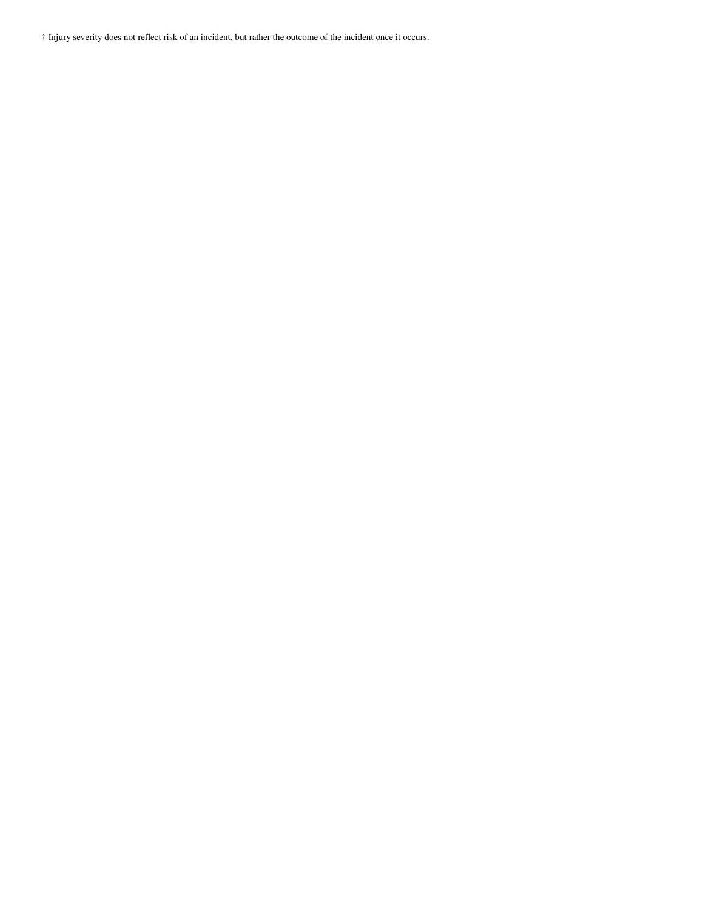† Injury severity does not reflect risk of an incident, but rather the outcome of the incident once it occurs.